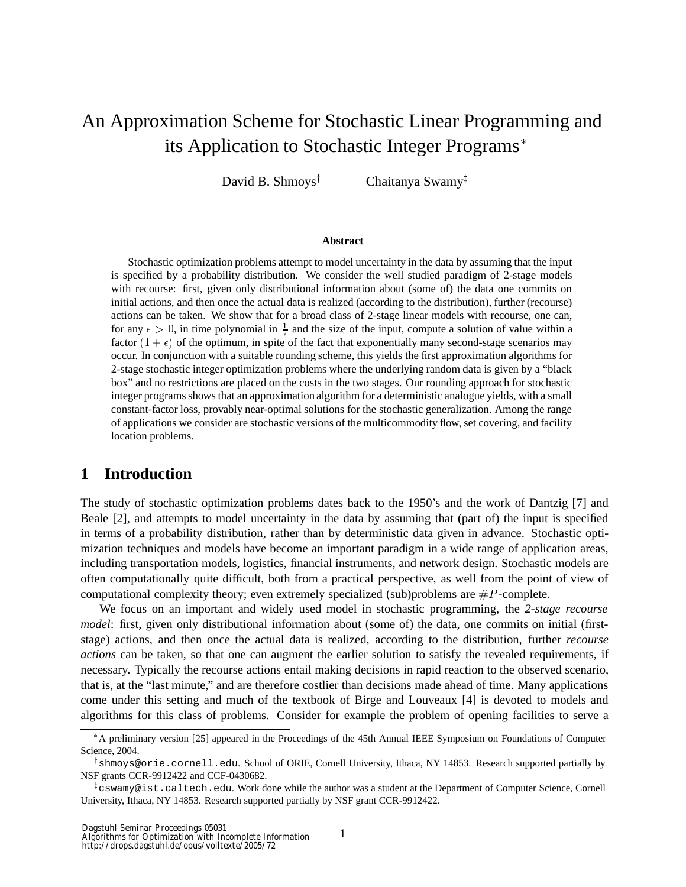# An Approximation Scheme for Stochastic Linear Programming and its Application to Stochastic Integer Programs*

David B. Shmoys[†] Chaitanya Swamy[‡]

### Abstract

Stochastic optimization problems attempt to model uncertainty in the data by assuming that the input is specified by a probability distribution. We consider the well studied paradigm of 2-stage models with recourse: first, given only distributional information about (some of) the data one commits on initial actions, and then once the actual data is realized (according to the distribution), further (recourse) actions can be taken. We show that for a broad class of 2-stage linear models with recourse, one can, for any $\epsilon > 0$, in time polynomial in $\frac{1}{\epsilon}$ and the size of the input, compute a solution of value within a factor $(1+\epsilon)$ of the optimum, in spite of the fact that exponentially many second-stage scenarios may occur. In conjunction with a suitable rounding scheme, this yields the first approximation algorithms for 2-stage stochastic integer optimization problems where the underlying random data is given by a "black box" and no restrictions are placed on the costs in the two stages. Our rounding approach for stochastic integer programs shows that an approximation algorithm for a deterministic analogue yields, with a small constant-factor loss, provably near-optimal solutions for the stochastic generalization. Among the range of applications we consider are stochastic versions of the multicommodity flow, set covering, and facility location problems.

## 1 Introduction

The study of stochastic optimization problems dates back to the 1950's and the work of Dantzig [7] and Beale [2], and attempts to model uncertainty in the data by assuming that (part of) the input is specified in terms of a probability distribution, rather than by deterministic data given in advance. Stochastic optimization techniques and models have become an important paradigm in a wide range of application areas, including transportation models, logistics, financial instruments, and network design. Stochastic models are often computationally quite difficult, both from a practical perspective, as well from the point of view of computational complexity theory; even extremely specialized (sub)problems are $\#P$-complete.

We focus on an important and widely used model in stochastic programming, the *2-stage recourse model*: first, given only distributional information about (some of) the data, one commits on initial (first-stage) actions, and then once the actual data is realized, according to the distribution, further *recourse actions* can be taken, so that one can augment the earlier solution to satisfy the revealed requirements, if necessary. Typically the recourse actions entail making decisions in rapid reaction to the observed scenario, that is, at the "last minute," and are therefore costlier than decisions made ahead of time. Many applications come under this setting and much of the textbook of Birge and Louveaux [4] is devoted to models and algorithms for this class of problems. Consider for example the problem of opening facilities to serve a

---

*A preliminary version [25] appeared in the Proceedings of the 45th Annual IEEE Symposium on Foundations of Computer Science, 2004.

†shmoys@orie.cornell.edu. School of ORIE, Cornell University, Ithaca, NY 14853. Research supported partially by NSF grants CCR-9912422 and CCF-0430682.

‡cswamy@ist.caltech.edu. Work done while the author was a student at the Department of Computer Science, Cornell University, Ithaca, NY 14853. Research supported partially by NSF grant CCR-9912422.

Dagstuhl Seminar Proceedings 05031
Algorithms for Optimization with Incomplete Information
http://drops.dagstuhl.de/opus/volltexte/2005/72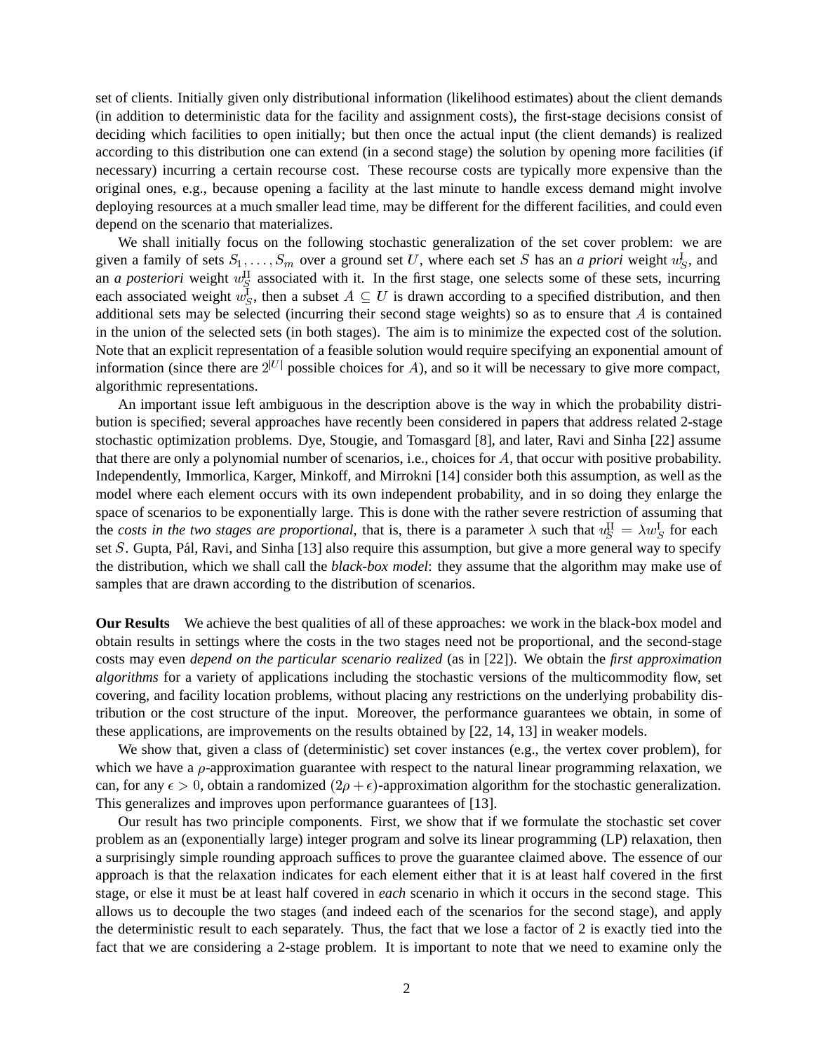set of clients. Initially given only distributional information (likelihood estimates) about the client demands (in addition to deterministic data for the facility and assignment costs), the first-stage decisions consist of deciding which facilities to open initially; but then once the actual input (the client demands) is realized according to this distribution one can extend (in a second stage) the solution by opening more facilities (if necessary) incurring a certain recourse cost. These recourse costs are typically more expensive than the original ones, e.g., because opening a facility at the last minute to handle excess demand might involve deploying resources at a much smaller lead time, may be different for the different facilities, and could even depend on the scenario that materializes.

We shall initially focus on the following stochastic generalization of the set cover problem: we are given a family of sets $S_1, \ldots, S_m$ over a ground set $U$, where each set $S$ has an *a priori* weight $w_S^{\mathrm{I}}$, and an *a posteriori* weight $w_S^{\mathrm{II}}$ associated with it. In the first stage, one selects some of these sets, incurring each associated weight $w_S^{\mathrm{I}}$, then a subset $A \subseteq U$ is drawn according to a specified distribution, and then additional sets may be selected (incurring their second stage weights) so as to ensure that $A$ is contained in the union of the selected sets (in both stages). The aim is to minimize the expected cost of the solution. Note that an explicit representation of a feasible solution would require specifying an exponential amount of information (since there are $2^{|U|}$ possible choices for $A$), and so it will be necessary to give more compact, algorithmic representations.

An important issue left ambiguous in the description above is the way in which the probability distribution is specified; several approaches have recently been considered in papers that address related 2-stage stochastic optimization problems. Dye, Stougie, and Tomasgard [8], and later, Ravi and Sinha [22] assume that there are only a polynomial number of scenarios, i.e., choices for $A$, that occur with positive probability. Independently, Immorlica, Karger, Minkoff, and Mirrokni [14] consider both this assumption, as well as the model where each element occurs with its own independent probability, and in so doing they enlarge the space of scenarios to be exponentially large. This is done with the rather severe restriction of assuming that the *costs in the two stages are proportional*, that is, there is a parameter $\lambda$ such that $w_S^{\mathrm{II}} = \lambda w_S^{\mathrm{I}}$ for each set $S$. Gupta, Pál, Ravi, and Sinha [13] also require this assumption, but give a more general way to specify the distribution, which we shall call the *black-box model*: they assume that the algorithm may make use of samples that are drawn according to the distribution of scenarios.

**Our Results** We achieve the best qualities of all of these approaches: we work in the black-box model and obtain results in settings where the costs in the two stages need not be proportional, and the second-stage costs may even *depend on the particular scenario realized* (as in [22]). We obtain the ***first approximation algorithms*** for a variety of applications including the stochastic versions of the multicommodity flow, set covering, and facility location problems, without placing any restrictions on the underlying probability distribution or the cost structure of the input. Moreover, the performance guarantees we obtain, in some of these applications, are improvements on the results obtained by [22, 14, 13] in weaker models.

We show that, given a class of (deterministic) set cover instances (e.g., the vertex cover problem), for which we have a $\rho$-approximation guarantee with respect to the natural linear programming relaxation, we can, for any $\epsilon > 0$, obtain a randomized $(2\rho + \epsilon)$-approximation algorithm for the stochastic generalization. This generalizes and improves upon performance guarantees of [13].

Our result has two principle components. First, we show that if we formulate the stochastic set cover problem as an (exponentially large) integer program and solve its linear programming (LP) relaxation, then a surprisingly simple rounding approach suffices to prove the guarantee claimed above. The essence of our approach is that the relaxation indicates for each element either that it is at least half covered in the first stage, or else it must be at least half covered in *each* scenario in which it occurs in the second stage. This allows us to decouple the two stages (and indeed each of the scenarios for the second stage), and apply the deterministic result to each separately. Thus, the fact that we lose a factor of 2 is exactly tied into the fact that we are considering a 2-stage problem. It is important to note that we need to examine only the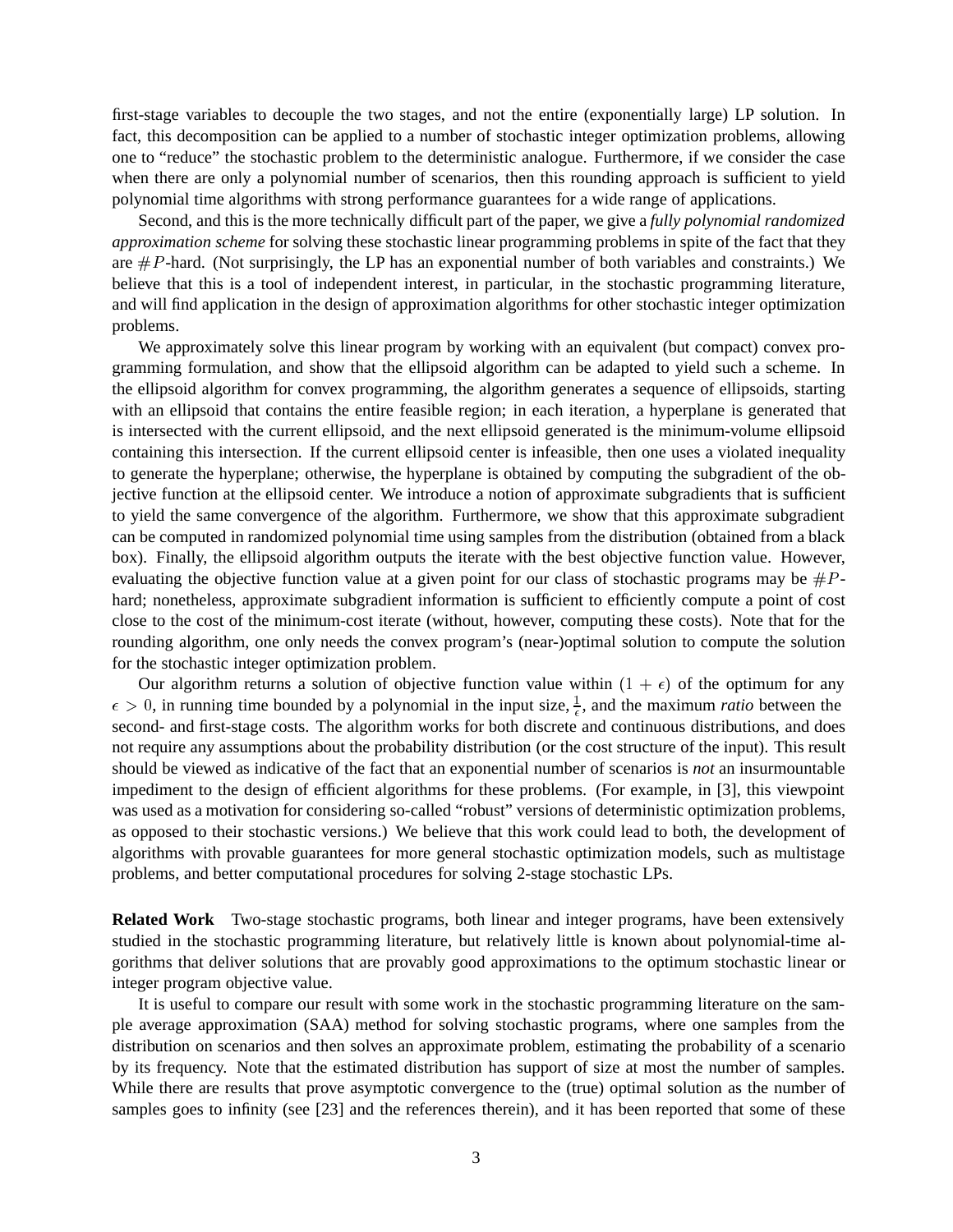first-stage variables to decouple the two stages, and not the entire (exponentially large) LP solution. In fact, this decomposition can be applied to a number of stochastic integer optimization problems, allowing one to "reduce" the stochastic problem to the deterministic analogue. Furthermore, if we consider the case when there are only a polynomial number of scenarios, then this rounding approach is sufficient to yield polynomial time algorithms with strong performance guarantees for a wide range of applications.

Second, and this is the more technically difficult part of the paper, we give a *fully polynomial randomized approximation scheme* for solving these stochastic linear programming problems in spite of the fact that they are $\#P$-hard. (Not surprisingly, the LP has an exponential number of both variables and constraints.) We believe that this is a tool of independent interest, in particular, in the stochastic programming literature, and will find application in the design of approximation algorithms for other stochastic integer optimization problems.

We approximately solve this linear program by working with an equivalent (but compact) convex programming formulation, and show that the ellipsoid algorithm can be adapted to yield such a scheme. In the ellipsoid algorithm for convex programming, the algorithm generates a sequence of ellipsoids, starting with an ellipsoid that contains the entire feasible region; in each iteration, a hyperplane is generated that is intersected with the current ellipsoid, and the next ellipsoid generated is the minimum-volume ellipsoid containing this intersection. If the current ellipsoid center is infeasible, then one uses a violated inequality to generate the hyperplane; otherwise, the hyperplane is obtained by computing the subgradient of the objective function at the ellipsoid center. We introduce a notion of approximate subgradients that is sufficient to yield the same convergence of the algorithm. Furthermore, we show that this approximate subgradient can be computed in randomized polynomial time using samples from the distribution (obtained from a black box). Finally, the ellipsoid algorithm outputs the iterate with the best objective function value. However, evaluating the objective function value at a given point for our class of stochastic programs may be $\#P$-hard; nonetheless, approximate subgradient information is sufficient to efficiently compute a point of cost close to the cost of the minimum-cost iterate (without, however, computing these costs). Note that for the rounding algorithm, one only needs the convex program's (near-)optimal solution to compute the solution for the stochastic integer optimization problem.

Our algorithm returns a solution of objective function value within $(1 + \epsilon)$ of the optimum for any $\epsilon > 0$, in running time bounded by a polynomial in the input size, $\frac{1}{\epsilon}$, and the maximum *ratio* between the second- and first-stage costs. The algorithm works for both discrete and continuous distributions, and does not require any assumptions about the probability distribution (or the cost structure of the input). This result should be viewed as indicative of the fact that an exponential number of scenarios is *not* an insurmountable impediment to the design of efficient algorithms for these problems. (For example, in [3], this viewpoint was used as a motivation for considering so-called "robust" versions of deterministic optimization problems, as opposed to their stochastic versions.) We believe that this work could lead to both, the development of algorithms with provable guarantees for more general stochastic optimization models, such as multistage problems, and better computational procedures for solving 2-stage stochastic LPs.

**Related Work** Two-stage stochastic programs, both linear and integer programs, have been extensively studied in the stochastic programming literature, but relatively little is known about polynomial-time algorithms that deliver solutions that are provably good approximations to the optimum stochastic linear or integer program objective value.

It is useful to compare our result with some work in the stochastic programming literature on the sample average approximation (SAA) method for solving stochastic programs, where one samples from the distribution on scenarios and then solves an approximate problem, estimating the probability of a scenario by its frequency. Note that the estimated distribution has support of size at most the number of samples. While there are results that prove asymptotic convergence to the (true) optimal solution as the number of samples goes to infinity (see [23] and the references therein), and it has been reported that some of these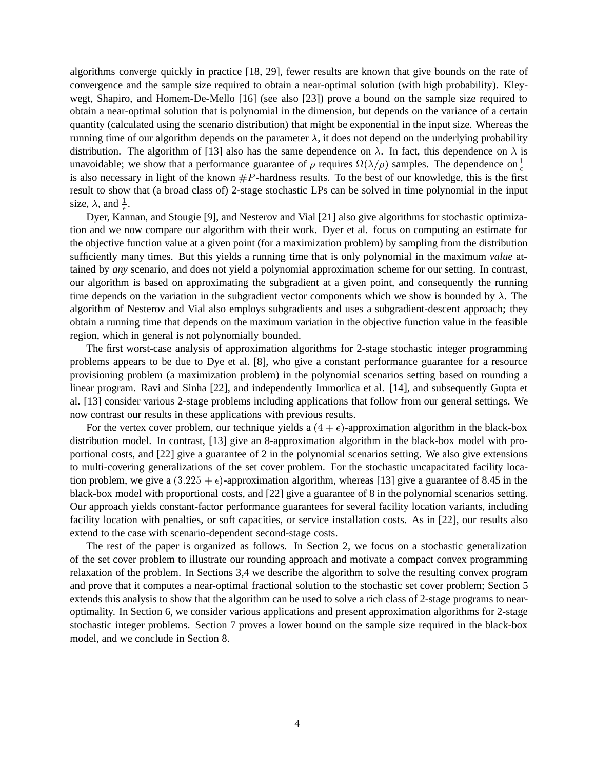algorithms converge quickly in practice [18, 29], fewer results are known that give bounds on the rate of convergence and the sample size required to obtain a near-optimal solution (with high probability). Kleywegt, Shapiro, and Homem-De-Mello [16] (see also [23]) prove a bound on the sample size required to obtain a near-optimal solution that is polynomial in the dimension, but depends on the variance of a certain quantity (calculated using the scenario distribution) that might be exponential in the input size. Whereas the running time of our algorithm depends on the parameter $\lambda$, it does not depend on the underlying probability distribution. The algorithm of [13] also has the same dependence on $\lambda$. In fact, this dependence on $\lambda$ is unavoidable; we show that a performance guarantee of $\rho$ requires $\Omega(\lambda/\rho)$ samples. The dependence on $\frac{1}{\epsilon}$ is also necessary in light of the known $\#P$-hardness results. To the best of our knowledge, this is the first result to show that (a broad class of) 2-stage stochastic LPs can be solved in time polynomial in the input size, $\lambda$, and $\frac{1}{\epsilon}$.

Dyer, Kannan, and Stougie [9], and Nesterov and Vial [21] also give algorithms for stochastic optimization and we now compare our algorithm with their work. Dyer et al. focus on computing an estimate for the objective function value at a given point (for a maximization problem) by sampling from the distribution sufficiently many times. But this yields a running time that is only polynomial in the maximum *value* attained by *any* scenario, and does not yield a polynomial approximation scheme for our setting. In contrast, our algorithm is based on approximating the subgradient at a given point, and consequently the running time depends on the variation in the subgradient vector components which we show is bounded by $\lambda$. The algorithm of Nesterov and Vial also employs subgradients and uses a subgradient-descent approach; they obtain a running time that depends on the maximum variation in the objective function value in the feasible region, which in general is not polynomially bounded.

The first worst-case analysis of approximation algorithms for 2-stage stochastic integer programming problems appears to be due to Dye et al. [8], who give a constant performance guarantee for a resource provisioning problem (a maximization problem) in the polynomial scenarios setting based on rounding a linear program. Ravi and Sinha [22], and independently Immorlica et al. [14], and subsequently Gupta et al. [13] consider various 2-stage problems including applications that follow from our general settings. We now contrast our results in these applications with previous results.

For the vertex cover problem, our technique yields a $(4+\epsilon)$-approximation algorithm in the black-box distribution model. In contrast, [13] give an 8-approximation algorithm in the black-box model with proportional costs, and [22] give a guarantee of 2 in the polynomial scenarios setting. We also give extensions to multi-covering generalizations of the set cover problem. For the stochastic uncapacitated facility location problem, we give a $(3.225+\epsilon)$-approximation algorithm, whereas [13] give a guarantee of 8.45 in the black-box model with proportional costs, and [22] give a guarantee of 8 in the polynomial scenarios setting. Our approach yields constant-factor performance guarantees for several facility location variants, including facility location with penalties, or soft capacities, or service installation costs. As in [22], our results also extend to the case with scenario-dependent second-stage costs.

The rest of the paper is organized as follows. In Section 2, we focus on a stochastic generalization of the set cover problem to illustrate our rounding approach and motivate a compact convex programming relaxation of the problem. In Sections 3,4 we describe the algorithm to solve the resulting convex program and prove that it computes a near-optimal fractional solution to the stochastic set cover problem; Section 5 extends this analysis to show that the algorithm can be used to solve a rich class of 2-stage programs to near-optimality. In Section 6, we consider various applications and present approximation algorithms for 2-stage stochastic integer problems. Section 7 proves a lower bound on the sample size required in the black-box model, and we conclude in Section 8.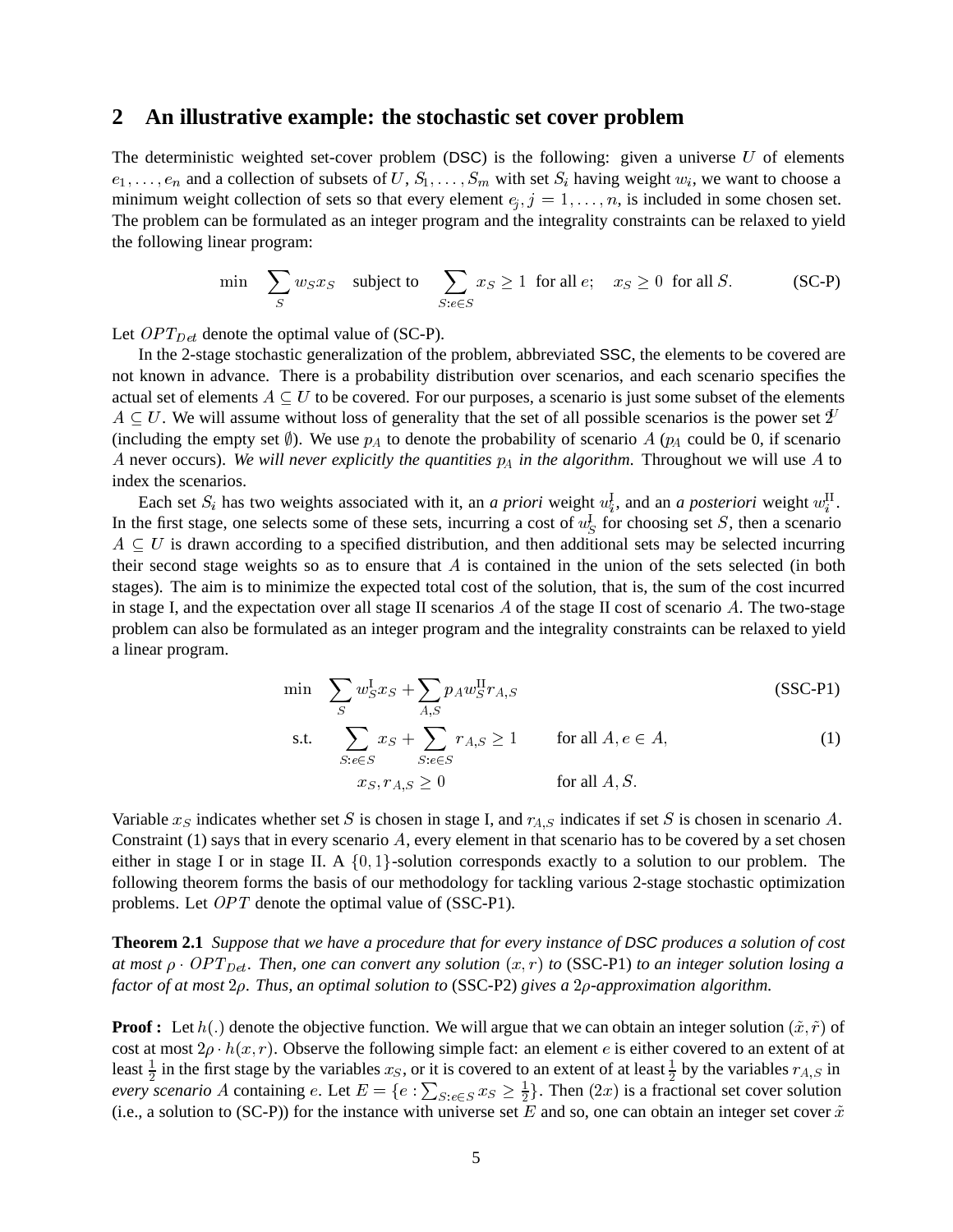## 2 An illustrative example: the stochastic set cover problem

The deterministic weighted set-cover problem (DSC) is the following: given a universe $U$ of elements $e_1, \ldots, e_n$ and a collection of subsets of $U$, $S_1, \ldots, S_m$ with set $S_i$ having weight $w_i$, we want to choose a minimum weight collection of sets so that every element $e_j, j = 1, \ldots, n$, is included in some chosen set. The problem can be formulated as an integer program and the integrality constraints can be relaxed to yield the following linear program:

$$\min \quad \sum_S w_S x_S \quad \text{subject to} \quad \sum_{S:e \in S} x_S \geq 1 \;\text{ for all } e; \quad x_S \geq 0 \;\text{ for all } S. \tag{SC-P}$$

Let $OPT_{Det}$ denote the optimal value of (SC-P).

In the 2-stage stochastic generalization of the problem, abbreviated SSC, the elements to be covered are not known in advance. There is a probability distribution over scenarios, and each scenario specifies the actual set of elements $A \subseteq U$ to be covered. For our purposes, a scenario is just some subset of the elements $A \subseteq U$. We will assume without loss of generality that the set of all possible scenarios is the power set $2^U$ (including the empty set $\emptyset$). We use $p_A$ to denote the probability of scenario $A$ ($p_A$ could be 0, if scenario $A$ never occurs). *We will never explicitly the quantities $p_A$ in the algorithm.* Throughout we will use $A$ to index the scenarios.

Each set $S_i$ has two weights associated with it, an *a priori* weight $w_i^{\text{I}}$, and an *a posteriori* weight $w_i^{\text{II}}$. In the first stage, one selects some of these sets, incurring a cost of $w_S^{\text{I}}$ for choosing set $S$, then a scenario $A \subseteq U$ is drawn according to a specified distribution, and then additional sets may be selected incurring their second stage weights so as to ensure that $A$ is contained in the union of the sets selected (in both stages). The aim is to minimize the expected total cost of the solution, that is, the sum of the cost incurred in stage I, and the expectation over all stage II scenarios $A$ of the stage II cost of scenario $A$. The two-stage problem can also be formulated as an integer program and the integrality constraints can be relaxed to yield a linear program.

$$\min \quad \sum_S w_S^{\text{I}} x_S + \sum_{A,S} p_A w_S^{\text{II}} r_{A,S} \tag{SSC-P1}$$

$$\text{s.t.} \quad \sum_{S:e \in S} x_S + \sum_{S:e \in S} r_{A,S} \geq 1 \qquad \text{for all } A, e \in A, \tag{1}$$

$$x_S, r_{A,S} \geq 0 \qquad \text{for all } A, S.$$

Variable $x_S$ indicates whether set $S$ is chosen in stage I, and $r_{A,S}$ indicates if set $S$ is chosen in scenario $A$. Constraint (1) says that in every scenario $A$, every element in that scenario has to be covered by a set chosen either in stage I or in stage II. A $\{0,1\}$-solution corresponds exactly to a solution to our problem. The following theorem forms the basis of our methodology for tackling various 2-stage stochastic optimization problems. Let $OPT$ denote the optimal value of (SSC-P1).

**Theorem 2.1** *Suppose that we have a procedure that for every instance of DSC produces a solution of cost at most $\rho \cdot OPT_{Det}$. Then, one can convert any solution $(x, r)$ to* (SSC-P1) *to an integer solution losing a factor of at most $2\rho$. Thus, an optimal solution to* (SSC-P2) *gives a $2\rho$-approximation algorithm.*

**Proof :** Let $h(.)$ denote the objective function. We will argue that we can obtain an integer solution $(\tilde{x}, \tilde{r})$ of cost at most $2\rho \cdot h(x, r)$. Observe the following simple fact: an element $e$ is either covered to an extent of at least $\frac{1}{2}$ in the first stage by the variables $x_S$, or it is covered to an extent of at least $\frac{1}{2}$ by the variables $r_{A,S}$ in *every scenario* $A$ containing $e$. Let $E = \{e : \sum_{S:e \in S} x_S \geq \frac{1}{2}\}$. Then $(2x)$ is a fractional set cover solution (i.e., a solution to (SC-P)) for the instance with universe set $E$ and so, one can obtain an integer set cover $\tilde{x}$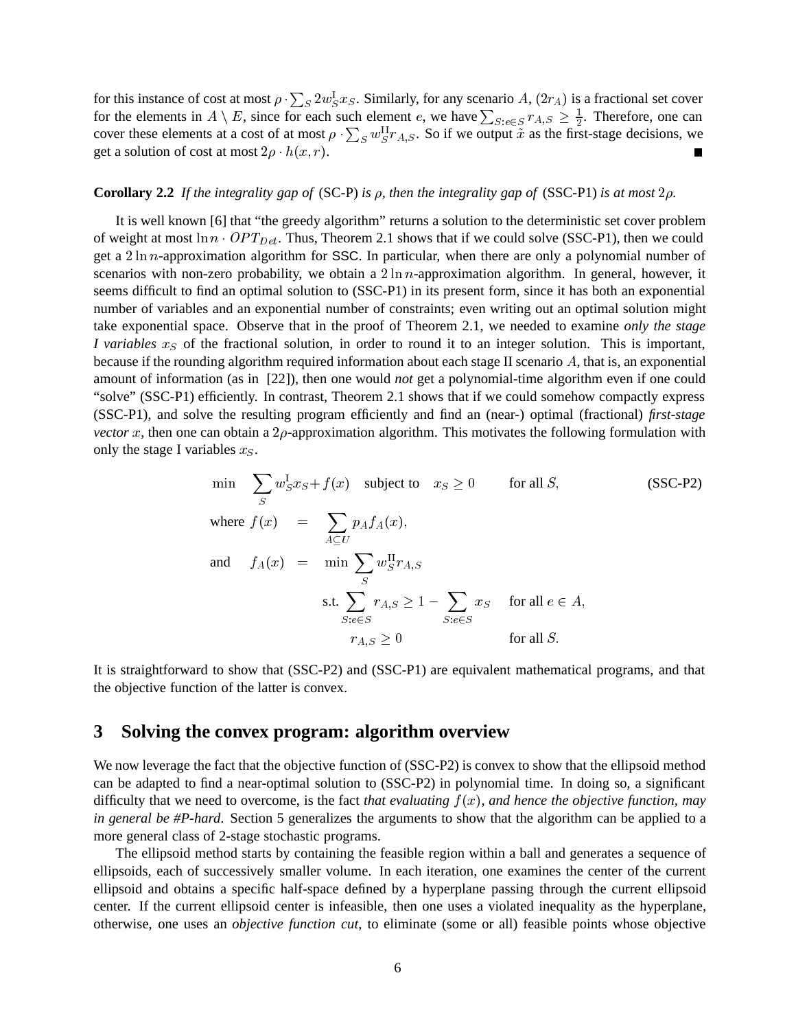for this instance of cost at most $\rho \cdot \sum_S 2w^{\rm I}_S x_S$. Similarly, for any scenario $A$, $(2r_A)$ is a fractional set cover for the elements in $A \setminus E$, since for each such element $e$, we have $\sum_{S:e\in S} r_{A,S} \geq \frac{1}{2}$. Therefore, one can cover these elements at a cost of at most $\rho \cdot \sum_S w^{\rm II}_S r_{A,S}$. So if we output $\tilde{x}$ as the first-stage decisions, we get a solution of cost at most $2\rho \cdot h(x, r)$. ■

**Corollary 2.2** *If the integrality gap of* (SC-P) *is* $\rho$*, then the integrality gap of* (SSC-P1) *is at most* $2\rho$*.*

It is well known [6] that "the greedy algorithm" returns a solution to the deterministic set cover problem of weight at most $\ln n \cdot OPT_{Det}$. Thus, Theorem 2.1 shows that if we could solve (SSC-P1), then we could get a $2\ln n$-approximation algorithm for SSC. In particular, when there are only a polynomial number of scenarios with non-zero probability, we obtain a $2\ln n$-approximation algorithm. In general, however, it seems difficult to find an optimal solution to (SSC-P1) in its present form, since it has both an exponential number of variables and an exponential number of constraints; even writing out an optimal solution might take exponential space. Observe that in the proof of Theorem 2.1, we needed to examine *only the stage I variables* $x_S$ of the fractional solution, in order to round it to an integer solution. This is important, because if the rounding algorithm required information about each stage II scenario $A$, that is, an exponential amount of information (as in [22]), then one would *not* get a polynomial-time algorithm even if one could "solve" (SSC-P1) efficiently. In contrast, Theorem 2.1 shows that if we could somehow compactly express (SSC-P1), and solve the resulting program efficiently and find an (near-) optimal (fractional) *first-stage vector* $x$, then one can obtain a $2\rho$-approximation algorithm. This motivates the following formulation with only the stage I variables $x_S$.

$$
\min \quad \sum_S w^{\rm I}_S x_S + f(x) \quad \text{subject to} \quad x_S \geq 0 \qquad \text{for all } S, \tag{SSC-P2}
$$

$$
\begin{aligned}
\text{where } f(x) \quad &= \quad \sum_{A\subseteq U} p_A f_A(x), \\
\text{and} \quad f_A(x) \quad &= \quad \min \sum_S w^{\rm II}_S r_{A,S} \\
&\qquad \text{s.t.} \sum_{S:e\in S} r_{A,S} \geq 1 - \sum_{S:e\in S} x_S \qquad \text{for all } e \in A, \\
&\qquad\qquad r_{A,S} \geq 0 \qquad\qquad\qquad \text{for all } S.
\end{aligned}
$$

It is straightforward to show that (SSC-P2) and (SSC-P1) are equivalent mathematical programs, and that the objective function of the latter is convex.

## 3 Solving the convex program: algorithm overview

We now leverage the fact that the objective function of (SSC-P2) is convex to show that the ellipsoid method can be adapted to find a near-optimal solution to (SSC-P2) in polynomial time. In doing so, a significant difficulty that we need to overcome, is the fact *that evaluating* $f(x)$*, and hence the objective function, may in general be #P-hard*. Section 5 generalizes the arguments to show that the algorithm can be applied to a more general class of 2-stage stochastic programs.

The ellipsoid method starts by containing the feasible region within a ball and generates a sequence of ellipsoids, each of successively smaller volume. In each iteration, one examines the center of the current ellipsoid and obtains a specific half-space defined by a hyperplane passing through the current ellipsoid center. If the current ellipsoid center is infeasible, then one uses a violated inequality as the hyperplane, otherwise, one uses an *objective function cut*, to eliminate (some or all) feasible points whose objective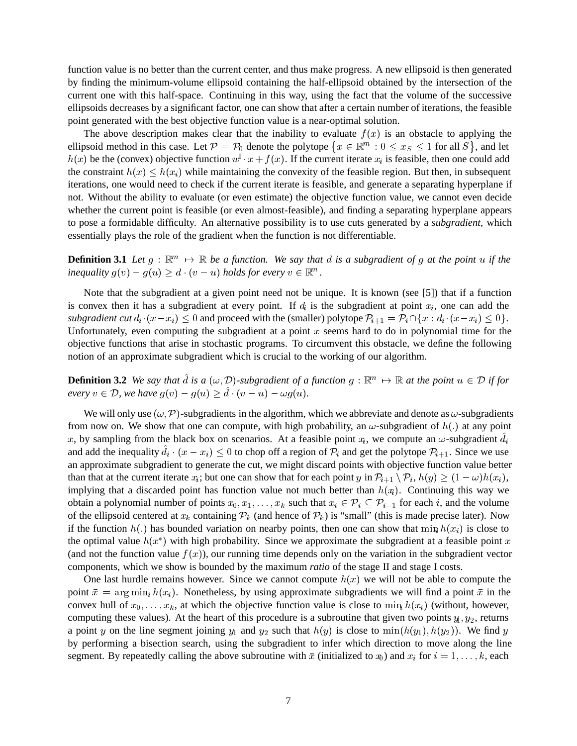function value is no better than the current center, and thus make progress. A new ellipsoid is then generated by finding the minimum-volume ellipsoid containing the half-ellipsoid obtained by the intersection of the current one with this half-space. Continuing in this way, using the fact that the volume of the successive ellipsoids decreases by a significant factor, one can show that after a certain number of iterations, the feasible point generated with the best objective function value is a near-optimal solution.

The above description makes clear that the inability to evaluate $f(x)$ is an obstacle to applying the ellipsoid method in this case. Let $\mathcal{P} = \mathcal{P}_0$ denote the polytope $\{x \in \mathbb{R}^m : 0 \le x_S \le 1 \text{ for all } S\}$, and let $h(x)$ be the (convex) objective function $w^{\mathrm{I}} \cdot x + f(x)$. If the current iterate $x_i$ is feasible, then one could add the constraint $h(x) \le h(x_i)$ while maintaining the convexity of the feasible region. But then, in subsequent iterations, one would need to check if the current iterate is feasible, and generate a separating hyperplane if not. Without the ability to evaluate (or even estimate) the objective function value, we cannot even decide whether the current point is feasible (or even almost-feasible), and finding a separating hyperplane appears to pose a formidable difficulty. An alternative possibility is to use cuts generated by a *subgradient*, which essentially plays the role of the gradient when the function is not differentiable.

**Definition 3.1** *Let $g : \mathbb{R}^m \mapsto \mathbb{R}$ be a function. We say that $d$ is a subgradient of $g$ at the point $u$ if the inequality $g(v) - g(u) \ge d \cdot (v - u)$ holds for every $v \in \mathbb{R}^m$.*

Note that the subgradient at a given point need not be unique. It is known (see [5]) that if a function is convex then it has a subgradient at every point. If $d_i$ is the subgradient at point $x_i$, one can add the *subgradient cut* $d_i \cdot (x - x_i) \le 0$ and proceed with the (smaller) polytope $\mathcal{P}_{i+1} = \mathcal{P}_i \cap \{x : d_i \cdot (x - x_i) \le 0\}$. Unfortunately, even computing the subgradient at a point $x$ seems hard to do in polynomial time for the objective functions that arise in stochastic programs. To circumvent this obstacle, we define the following notion of an approximate subgradient which is crucial to the working of our algorithm.

**Definition 3.2** *We say that $\hat{d}$ is a $(\omega, \mathcal{D})$-subgradient of a function $g : \mathbb{R}^m \mapsto \mathbb{R}$ at the point $u \in \mathcal{D}$ if for every $v \in \mathcal{D}$, we have $g(v) - g(u) \ge \hat{d} \cdot (v - u) - \omega g(u)$.*

We will only use $(\omega, \mathcal{P})$-subgradients in the algorithm, which we abbreviate and denote as $\omega$-subgradients from now on. We show that one can compute, with high probability, an $\omega$-subgradient of $h(.)$ at any point $x$, by sampling from the black box on scenarios. At a feasible point $x_i$, we compute an $\omega$-subgradient $\hat{d}_i$ and add the inequality $\hat{d}_i \cdot (x - x_i) \le 0$ to chop off a region of $\mathcal{P}_i$ and get the polytope $\mathcal{P}_{i+1}$. Since we use an approximate subgradient to generate the cut, we might discard points with objective function value better than that at the current iterate $x_i$; but one can show that for each point $y$ in $\mathcal{P}_{i+1} \setminus \mathcal{P}_i$, $h(y) \ge (1 - \omega)h(x_i)$, implying that a discarded point has function value not much better than $h(x_i)$. Continuing this way we obtain a polynomial number of points $x_0, x_1, \ldots, x_k$ such that $x_i \in \mathcal{P}_i \subseteq \mathcal{P}_{i-1}$ for each $i$, and the volume of the ellipsoid centered at $x_k$ containing $\mathcal{P}_k$ (and hence of $\mathcal{P}_k$) is "small" (this is made precise later). Now if the function $h(.)$ has bounded variation on nearby points, then one can show that $\min_i h(x_i)$ is close to the optimal value $h(x^*)$ with high probability. Since we approximate the subgradient at a feasible point $x$ (and not the function value $f(x)$), our running time depends only on the variation in the subgradient vector components, which we show is bounded by the maximum *ratio* of the stage II and stage I costs.

One last hurdle remains however. Since we cannot compute $h(x)$ we will not be able to compute the point $\bar{x} = \arg\min_i h(x_i)$. Nonetheless, by using approximate subgradients we will find a point $\bar{x}$ in the convex hull of $x_0, \ldots, x_k$, at which the objective function value is close to $\min_i h(x_i)$ (without, however, computing these values). At the heart of this procedure is a subroutine that given two points $y_1, y_2$, returns a point $y$ on the line segment joining $y_1$ and $y_2$ such that $h(y)$ is close to $\min(h(y_1), h(y_2))$. We find $y$ by performing a bisection search, using the subgradient to infer which direction to move along the line segment. By repeatedly calling the above subroutine with $\bar{x}$ (initialized to $x_0$) and $x_i$ for $i = 1, \ldots, k$, each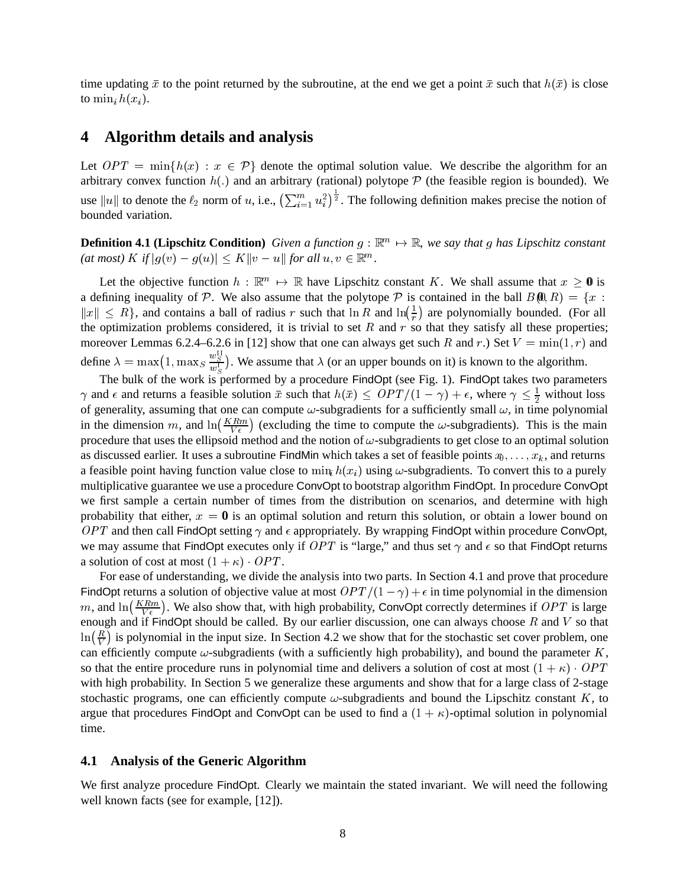time updating $\bar{x}$ to the point returned by the subroutine, at the end we get a point $\bar{x}$ such that $h(\bar{x})$ is close to $\min_i h(x_i)$.

# 4 Algorithm details and analysis

Let $OPT = \min\{h(x) : x \in \mathcal{P}\}$ denote the optimal solution value. We describe the algorithm for an arbitrary convex function $h(.)$ and an arbitrary (rational) polytope $\mathcal{P}$ (the feasible region is bounded). We use $\|u\|$ to denote the $\ell_2$ norm of $u$, i.e., $\left(\sum_{i=1}^m u_i^2\right)^{\frac{1}{2}}$. The following definition makes precise the notion of bounded variation.

**Definition 4.1 (Lipschitz Condition)** *Given a function $g : \mathbb{R}^m \mapsto \mathbb{R}$, we say that $g$ has Lipschitz constant (at most) $K$ if $|g(v) - g(u)| \leq K\|v - u\|$ for all $u, v \in \mathbb{R}^m$.*

Let the objective function $h : \mathbb{R}^m \mapsto \mathbb{R}$ have Lipschitz constant $K$. We shall assume that $x \geq \mathbf{0}$ is a defining inequality of $\mathcal{P}$. We also assume that the polytope $\mathcal{P}$ is contained in the ball $B(\mathbf{0}, R) = \{x : \|x\| \leq R\}$, and contains a ball of radius $r$ such that $\ln R$ and $\ln\left(\frac{1}{r}\right)$ are polynomially bounded. (For all the optimization problems considered, it is trivial to set $R$ and $r$ so that they satisfy all these properties; moreover Lemmas 6.2.4–6.2.6 in [12] show that one can always get such $R$ and $r$.) Set $V = \min(1, r)$ and define $\lambda = \max\left(1, \max_S \frac{w_S^{\mathrm{II}}}{w_S^{\mathrm{I}}}\right)$. We assume that $\lambda$ (or an upper bounds on it) is known to the algorithm.

The bulk of the work is performed by a procedure FindOpt (see Fig. 1). FindOpt takes two parameters $\gamma$ and $\epsilon$ and returns a feasible solution $\bar{x}$ such that $h(\bar{x}) \leq OPT/(1-\gamma) + \epsilon$, where $\gamma \leq \frac{1}{2}$ without loss of generality, assuming that one can compute $\omega$-subgradients for a sufficiently small $\omega$, in time polynomial in the dimension $m$, and $\ln\left(\frac{KRm}{V\epsilon}\right)$ (excluding the time to compute the $\omega$-subgradients). This is the main procedure that uses the ellipsoid method and the notion of $\omega$-subgradients to get close to an optimal solution as discussed earlier. It uses a subroutine FindMin which takes a set of feasible points $x_0, \ldots, x_k$, and returns a feasible point having function value close to $\min_i h(x_i)$ using $\omega$-subgradients. To convert this to a purely multiplicative guarantee we use a procedure ConvOpt to bootstrap algorithm FindOpt. In procedure ConvOpt we first sample a certain number of times from the distribution on scenarios, and determine with high probability that either, $x = \mathbf{0}$ is an optimal solution and return this solution, or obtain a lower bound on $OPT$ and then call FindOpt setting $\gamma$ and $\epsilon$ appropriately. By wrapping FindOpt within procedure ConvOpt, we may assume that FindOpt executes only if $OPT$ is "large," and thus set $\gamma$ and $\epsilon$ so that FindOpt returns a solution of cost at most $(1 + \kappa) \cdot OPT$.

For ease of understanding, we divide the analysis into two parts. In Section 4.1 and prove that procedure FindOpt returns a solution of objective value at most $OPT/(1-\gamma) + \epsilon$ in time polynomial in the dimension $m$, and $\ln\left(\frac{KRm}{V\epsilon}\right)$. We also show that, with high probability, ConvOpt correctly determines if $OPT$ is large enough and if FindOpt should be called. By our earlier discussion, one can always choose $R$ and $V$ so that $\ln\left(\frac{R}{V}\right)$ is polynomial in the input size. In Section 4.2 we show that for the stochastic set cover problem, one can efficiently compute $\omega$-subgradients (with a sufficiently high probability), and bound the parameter $K$, so that the entire procedure runs in polynomial time and delivers a solution of cost at most $(1 + \kappa) \cdot OPT$ with high probability. In Section 5 we generalize these arguments and show that for a large class of 2-stage stochastic programs, one can efficiently compute $\omega$-subgradients and bound the Lipschitz constant $K$, to argue that procedures FindOpt and ConvOpt can be used to find a $(1 + \kappa)$-optimal solution in polynomial time.

## 4.1 Analysis of the Generic Algorithm

We first analyze procedure FindOpt. Clearly we maintain the stated invariant. We will need the following well known facts (see for example, [12]).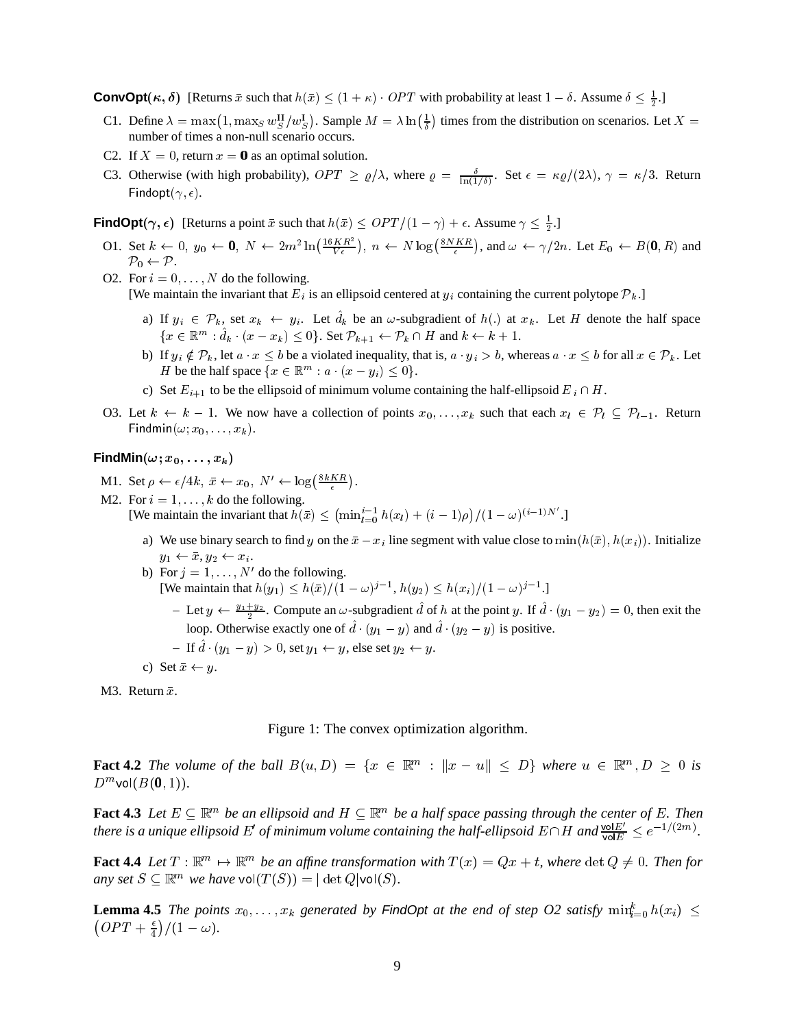**ConvOpt($\kappa, \delta$)** [Returns $\bar{x}$ such that $h(\bar{x}) \leq (1+\kappa) \cdot OPT$ with probability at least $1 - \delta$. Assume $\delta \leq \frac{1}{2}$.]

C1. Define $\lambda = \max\bigl(1, \max_S w^{\rm II}_S / w^{\rm I}_S\bigr)$. Sample $M = \lambda \ln\bigl(\frac{1}{\delta}\bigr)$ times from the distribution on scenarios. Let $X =$ number of times a non-null scenario occurs.

C2. If $X = 0$, return $x = \mathbf{0}$ as an optimal solution.

C3. Otherwise (with high probability), $OPT \geq \varrho/\lambda$, where $\varrho = \frac{\delta}{\ln(1/\delta)}$. Set $\epsilon = \kappa\varrho/(2\lambda)$, $\gamma = \kappa/3$. Return Findopt$(\gamma, \epsilon)$.

**FindOpt($\gamma, \epsilon$)** [Returns a point $\bar{x}$ such that $h(\bar{x}) \leq OPT/(1-\gamma) + \epsilon$. Assume $\gamma \leq \frac{1}{2}$.]

O1. Set $k \leftarrow 0$, $y_0 \leftarrow \mathbf{0}$, $N \leftarrow 2m^2 \ln\bigl(\frac{16KR^2}{V\epsilon}\bigr)$, $n \leftarrow N \log\bigl(\frac{8NKR}{\epsilon}\bigr)$, and $\omega \leftarrow \gamma/2n$. Let $E_0 \leftarrow B(\mathbf{0}, R)$ and $\mathcal{P}_0 \leftarrow \mathcal{P}$.

O2. For $i = 0, \ldots, N$ do the following.
[We maintain the invariant that $E_i$ is an ellipsoid centered at $y_i$ containing the current polytope $\mathcal{P}_k$.]

- a) If $y_i \in \mathcal{P}_k$, set $x_k \leftarrow y_i$. Let $\hat{d}_k$ be an $\omega$-subgradient of $h(.)$ at $x_k$. Let $H$ denote the half space $\{x \in \mathbb{R}^m : \hat{d}_k \cdot (x - x_k) \leq 0\}$. Set $\mathcal{P}_{k+1} \leftarrow \mathcal{P}_k \cap H$ and $k \leftarrow k+1$.
- b) If $y_i \notin \mathcal{P}_k$, let $a \cdot x \leq b$ be a violated inequality, that is, $a \cdot y_i > b$, whereas $a \cdot x \leq b$ for all $x \in \mathcal{P}_k$. Let $H$ be the half space $\{x \in \mathbb{R}^m : a \cdot (x - y_i) \leq 0\}$.
- c) Set $E_{i+1}$ to be the ellipsoid of minimum volume containing the half-ellipsoid $E_i \cap H$.

O3. Let $k \leftarrow k - 1$. We now have a collection of points $x_0, \ldots, x_k$ such that each $x_l \in \mathcal{P}_l \subseteq \mathcal{P}_{l-1}$. Return Findmin$(\omega; x_0, \ldots, x_k)$.

**FindMin($\omega; x_0, \ldots, x_k$)**

M1. Set $\rho \leftarrow \epsilon/4k$, $\bar{x} \leftarrow x_0$, $N' \leftarrow \log\bigl(\frac{8kKR}{\epsilon}\bigr)$.

M2. For $i = 1, \ldots, k$ do the following.
[We maintain the invariant that $h(\bar{x}) \leq \bigl(\min_{l=0}^{i-1} h(x_l) + (i-1)\rho\bigr)/(1-\omega)^{(i-1)N'}$.]

- a) We use binary search to find $y$ on the $\bar{x} - x_i$ line segment with value close to $\min(h(\bar{x}), h(x_i))$. Initialize $y_1 \leftarrow \bar{x}, y_2 \leftarrow x_i$.
- b) For $j = 1, \ldots, N'$ do the following.
  [We maintain that $h(y_1) \leq h(\bar{x})/(1-\omega)^{j-1}$, $h(y_2) \leq h(x_i)/(1-\omega)^{j-1}$.]
  - Let $y \leftarrow \frac{y_1 + y_2}{2}$. Compute an $\omega$-subgradient $\hat{d}$ of $h$ at the point $y$. If $\hat{d} \cdot (y_1 - y_2) = 0$, then exit the loop. Otherwise exactly one of $\hat{d} \cdot (y_1 - y)$ and $\hat{d} \cdot (y_2 - y)$ is positive.
  - If $\hat{d} \cdot (y_1 - y) > 0$, set $y_1 \leftarrow y$, else set $y_2 \leftarrow y$.
- c) Set $\bar{x} \leftarrow y$.

M3. Return $\bar{x}$.

Figure 1: The convex optimization algorithm.

**Fact 4.2** *The volume of the ball $B(u, D) = \{x \in \mathbb{R}^n : \|x - u\| \leq D\}$ where $u \in \mathbb{R}^n, D \geq 0$ is $D^m \mathsf{vol}(B(\mathbf{0}, 1))$.*

**Fact 4.3** *Let $E \subseteq \mathbb{R}^m$ be an ellipsoid and $H \subseteq \mathbb{R}^m$ be a half space passing through the center of $E$. Then there is a unique ellipsoid $E'$ of minimum volume containing the half-ellipsoid $E \cap H$ and $\frac{\mathsf{vol} E'}{\mathsf{vol} E} \leq e^{-1/(2m)}$.*

**Fact 4.4** *Let $T : \mathbb{R}^m \mapsto \mathbb{R}^m$ be an affine transformation with $T(x) = Qx + t$, where $\det Q \neq 0$. Then for any set $S \subseteq \mathbb{R}^m$ we have $\mathsf{vol}(T(S)) = |\det Q| \mathsf{vol}(S)$.*

**Lemma 4.5** *The points $x_0, \ldots, x_k$ generated by FindOpt at the end of step O2 satisfy $\min_{i=0}^{k} h(x_i) \leq \bigl(OPT + \frac{\epsilon}{4}\bigr)/(1-\omega)$.*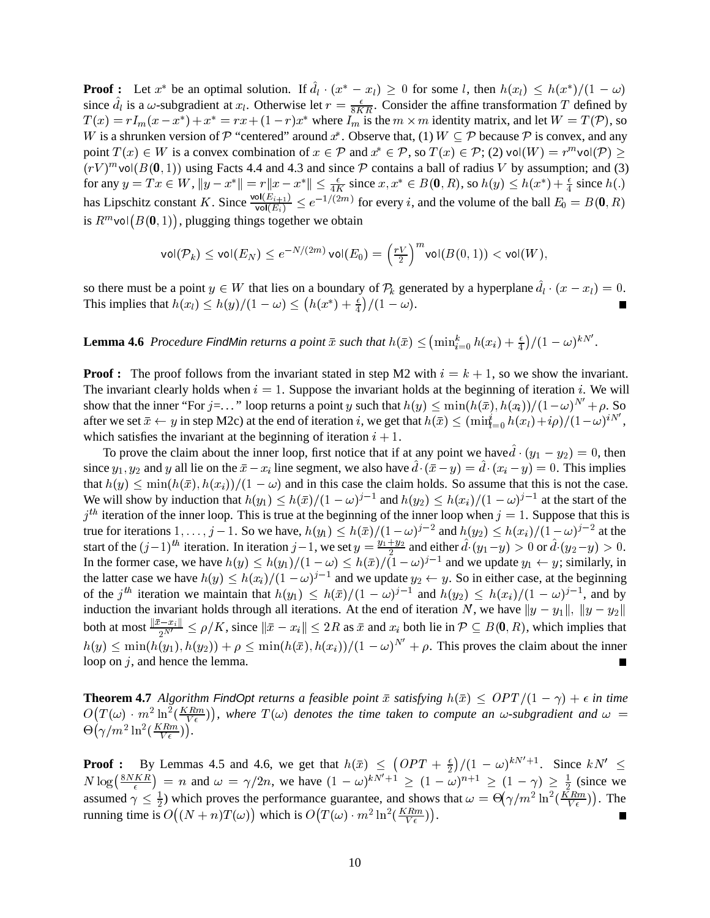**Proof :** Let $x^*$ be an optimal solution. If $\hat{d}_l \cdot (x^* - x_l) \geq 0$ for some $l$, then $h(x_l) \leq h(x^*)/(1-\omega)$ since $\hat{d}_l$ is a $\omega$-subgradient at $x_l$. Otherwise let $r = \frac{\epsilon}{8KR}$. Consider the affine transformation $T$ defined by $T(x) = rI_m(x - x^*) + x^* = rx + (1-r)x^*$ where $I_m$ is the $m \times m$ identity matrix, and let $W = T(\mathcal{P})$, so $W$ is a shrunken version of $\mathcal{P}$ "centered" around $x^*$. Observe that, (1) $W \subseteq \mathcal{P}$ because $\mathcal{P}$ is convex, and any point $T(x) \in W$ is a convex combination of $x \in \mathcal{P}$ and $x^* \in \mathcal{P}$, so $T(x) \in \mathcal{P}$; (2) $\mathsf{vol}(W) = r^m \mathsf{vol}(\mathcal{P}) \geq (rV)^m \mathsf{vol}(B(\mathbf{0}, 1))$ using Facts 4.4 and 4.3 and since $\mathcal{P}$ contains a ball of radius $V$ by assumption; and (3) for any $y = Tx \in W$, $\|y - x^*\| = r\|x - x^*\| \leq \frac{\epsilon}{4K}$ since $x, x^* \in B(\mathbf{0}, R)$, so $h(y) \leq h(x^*) + \frac{\epsilon}{4}$ since $h(.)$ has Lipschitz constant $K$. Since $\frac{\mathsf{vol}(E_{i+1})}{\mathsf{vol}(E_i)} \leq e^{-1/(2m)}$ for every $i$, and the volume of the ball $E_0 = B(\mathbf{0}, R)$ is $R^m \mathsf{vol}\big(B(\mathbf{0}, 1)\big)$, plugging things together we obtain

$$\mathsf{vol}(\mathcal{P}_k) \leq \mathsf{vol}(E_N) \leq e^{-N/(2m)}\,\mathsf{vol}(E_0) = \left(\tfrac{rV}{2}\right)^m \mathsf{vol}(B(0,1)) < \mathsf{vol}(W),$$

so there must be a point $y \in W$ that lies on a boundary of $\mathcal{P}_k$ generated by a hyperplane $\hat{d}_l \cdot (x - x_l) = 0$. This implies that $h(x_l) \leq h(y)/(1-\omega) \leq \big(h(x^*) + \frac{\epsilon}{4}\big)/(1-\omega)$. ∎

**Lemma 4.6** *Procedure FindMin returns a point $\bar{x}$ such that $h(\bar{x}) \leq \big(\min_{i=0}^k h(x_i) + \frac{\epsilon}{4}\big)/(1-\omega)^{kN'}$.*

**Proof :** The proof follows from the invariant stated in step M2 with $i = k+1$, so we show the invariant. The invariant clearly holds when $i = 1$. Suppose the invariant holds at the beginning of iteration $i$. We will show that the inner "For $j$=…" loop returns a point $y$ such that $h(y) \leq \min(h(\bar{x}), h(x_i))/(1-\omega)^{N'} + \rho$. So after we set $\bar{x} \leftarrow y$ in step M2c) at the end of iteration $i$, we get that $h(\bar{x}) \leq (\min_{l=0}^i h(x_l) + i\rho)/(1-\omega)^{iN'}$, which satisfies the invariant at the beginning of iteration $i+1$.

To prove the claim about the inner loop, first notice that if at any point we have $\hat{d} \cdot (y_1 - y_2) = 0$, then since $y_1, y_2$ and $y$ all lie on the $\bar{x} - x_i$ line segment, we also have $\hat{d} \cdot (\bar{x} - y) = \hat{d} \cdot (x_i - y) = 0$. This implies that $h(y) \leq \min(h(\bar{x}), h(x_i))/(1-\omega)$ and in this case the claim holds. So assume that this is not the case. We will show by induction that $h(y_1) \leq h(\bar{x})/(1-\omega)^{j-1}$ and $h(y_2) \leq h(x_i)/(1-\omega)^{j-1}$ at the start of the $j^{th}$ iteration of the inner loop. This is true at the beginning of the inner loop when $j = 1$. Suppose that this is true for iterations $1, \ldots, j-1$. So we have, $h(y_1) \leq h(\bar{x})/(1-\omega)^{j-2}$ and $h(y_2) \leq h(x_i)/(1-\omega)^{j-2}$ at the start of the $(j-1)^{th}$ iteration. In iteration $j-1$, we set $y = \frac{y_1+y_2}{2}$ and either $\hat{d} \cdot (y_1 - y) > 0$ or $\hat{d} \cdot (y_2 - y) > 0$. In the former case, we have $h(y) \leq h(y_1)/(1-\omega) \leq h(\bar{x})/(1-\omega)^{j-1}$ and we update $y_1 \leftarrow y$; similarly, in the latter case we have $h(y) \leq h(x_i)/(1-\omega)^{j-1}$ and we update $y_2 \leftarrow y$. So in either case, at the beginning of the $j^{th}$ iteration we maintain that $h(y_1) \leq h(\bar{x})/(1-\omega)^{j-1}$ and $h(y_2) \leq h(x_i)/(1-\omega)^{j-1}$, and by induction the invariant holds through all iterations. At the end of iteration $N$, we have $\|y - y_1\|$, $\|y - y_2\|$ both at most $\frac{\|\bar{x} - x_i\|}{2^{N'}} \leq \rho/K$, since $\|\bar{x} - x_i\| \leq 2R$ as $\bar{x}$ and $x_i$ both lie in $\mathcal{P} \subseteq B(\mathbf{0}, R)$, which implies that $h(y) \leq \min(h(y_1), h(y_2)) + \rho \leq \min(h(\bar{x}), h(x_i))/(1-\omega)^{N'} + \rho$. This proves the claim about the inner loop on $j$, and hence the lemma. ∎

**Theorem 4.7** *Algorithm FindOpt returns a feasible point $\bar{x}$ satisfying $h(\bar{x}) \leq OPT/(1-\gamma) + \epsilon$ in time $O\big(T(\omega) \cdot m^2 \ln^2(\frac{KRm}{V\epsilon})\big)$, where $T(\omega)$ denotes the time taken to compute an $\omega$-subgradient and $\omega = \Theta\big(\gamma/m^2 \ln^2(\frac{KRm}{V\epsilon})\big)$.*

**Proof :** By Lemmas 4.5 and 4.6, we get that $h(\bar{x}) \leq \big(OPT + \frac{\epsilon}{2}\big)/(1-\omega)^{kN'+1}$. Since $kN' \leq N \log\big(\frac{8NKR}{\epsilon}\big) = n$ and $\omega = \gamma/2n$, we have $(1-\omega)^{kN'+1} \geq (1-\omega)^{n+1} \geq (1-\gamma) \geq \frac{1}{2}$ (since we assumed $\gamma \leq \frac{1}{2}$) which proves the performance guarantee, and shows that $\omega = \Theta\big(\gamma/m^2 \ln^2(\frac{KRm}{V\epsilon})\big)$. The running time is $O\big((N+n)T(\omega)\big)$ which is $O\big(T(\omega) \cdot m^2 \ln^2(\frac{KRm}{V\epsilon})\big)$. ∎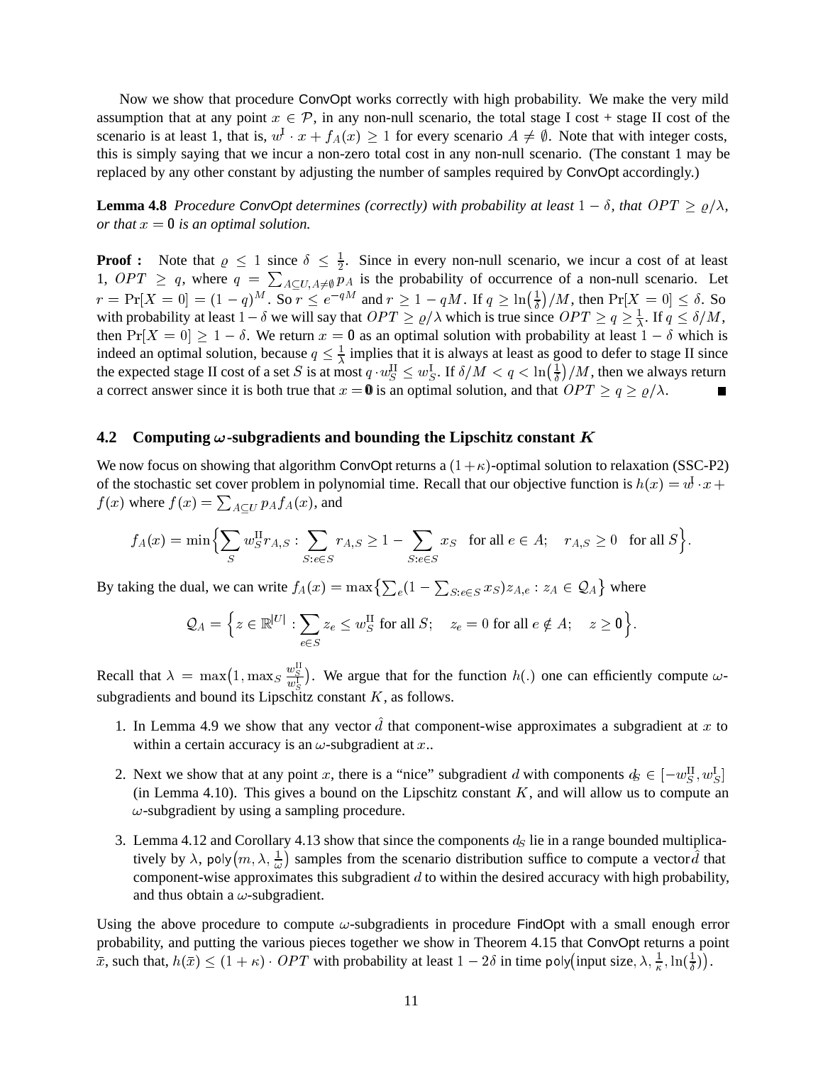Now we show that procedure ConvOpt works correctly with high probability. We make the very mild assumption that at any point $x \in \mathcal{P}$, in any non-null scenario, the total stage I cost + stage II cost of the scenario is at least 1, that is, $w^{\mathrm{I}} \cdot x + f_A(x) \geq 1$ for every scenario $A \neq \emptyset$. Note that with integer costs, this is simply saying that we incur a non-zero total cost in any non-null scenario. (The constant 1 may be replaced by any other constant by adjusting the number of samples required by ConvOpt accordingly.)

**Lemma 4.8** *Procedure ConvOpt determines (correctly) with probability at least $1-\delta$, that $OPT \geq \varrho/\lambda$, or that $x = \mathbf{0}$ is an optimal solution.*

**Proof :** Note that $\varrho \leq 1$ since $\delta \leq \frac{1}{2}$. Since in every non-null scenario, we incur a cost of at least 1, $OPT \geq q$, where $q = \sum_{A \subseteq U, A \neq \emptyset} p_A$ is the probability of occurrence of a non-null scenario. Let $r = \Pr[X = 0] = (1-q)^M$. So $r \leq e^{-qM}$ and $r \geq 1 - qM$. If $q \geq \ln\left(\frac{1}{\delta}\right)/M$, then $\Pr[X = 0] \leq \delta$. So with probability at least $1-\delta$ we will say that $OPT \geq \varrho/\lambda$ which is true since $OPT \geq q \geq \frac{1}{\lambda}$. If $q \leq \delta/M$, then $\Pr[X = 0] \geq 1 - \delta$. We return $x = \mathbf{0}$ as an optimal solution with probability at least $1-\delta$ which is indeed an optimal solution, because $q \leq \frac{1}{\lambda}$ implies that it is always at least as good to defer to stage II since the expected stage II cost of a set $S$ is at most $q \cdot w^{\mathrm{II}}_S \leq w^{\mathrm{I}}_S$. If $\delta/M < q < \ln\left(\frac{1}{\delta}\right)/M$, then we always return a correct answer since it is both true that $x = \mathbf{0}$ is an optimal solution, and that $OPT \geq q \geq \varrho/\lambda$. ■

### 4.2 Computing $\omega$-subgradients and bounding the Lipschitz constant $K$

We now focus on showing that algorithm ConvOpt returns a $(1+\kappa)$-optimal solution to relaxation (SSC-P2) of the stochastic set cover problem in polynomial time. Recall that our objective function is $h(x) = w^{\mathrm{I}} \cdot x + f(x)$ where $f(x) = \sum_{A \subseteq U} p_A f_A(x)$, and

$$f_A(x) = \min\Big\{\sum_S w^{\mathrm{II}}_S r_{A,S} : \sum_{S: e \in S} r_{A,S} \geq 1 - \sum_{S: e \in S} x_S \quad \text{for all } e \in A; \quad r_{A,S} \geq 0 \quad \text{for all } S\Big\}.$$

By taking the dual, we can write $f_A(x) = \max\big\{\sum_e (1 - \sum_{S: e \in S} x_S) z_{A,e} : z_A \in \mathcal{Q}_A\big\}$ where

$$\mathcal{Q}_A = \Big\{z \in \mathbb{R}^{|U|} : \sum_{e \in S} z_e \leq w^{\mathrm{II}}_S \text{ for all } S; \quad z_e = 0 \text{ for all } e \notin A; \quad z \geq \mathbf{0}\Big\}.$$

Recall that $\lambda = \max\big(1, \max_S \frac{w^{\mathrm{II}}_S}{w^{\mathrm{I}}_S}\big)$. We argue that for the function $h(.)$ one can efficiently compute $\omega$-subgradients and bound its Lipschitz constant $K$, as follows.

1. In Lemma 4.9 we show that any vector $\hat{d}$ that component-wise approximates a subgradient at $x$ to within a certain accuracy is an $\omega$-subgradient at $x$..
2. Next we show that at any point $x$, there is a "nice" subgradient $d$ with components $d_S \in [-w^{\mathrm{II}}_S, w^{\mathrm{I}}_S]$ (in Lemma 4.10). This gives a bound on the Lipschitz constant $K$, and will allow us to compute an $\omega$-subgradient by using a sampling procedure.
3. Lemma 4.12 and Corollary 4.13 show that since the components $d_S$ lie in a range bounded multiplicatively by $\lambda$, $\mathsf{poly}\big(m, \lambda, \frac{1}{\omega}\big)$ samples from the scenario distribution suffice to compute a vector $\hat{d}$ that component-wise approximates this subgradient $d$ to within the desired accuracy with high probability, and thus obtain a $\omega$-subgradient.

Using the above procedure to compute $\omega$-subgradients in procedure FindOpt with a small enough error probability, and putting the various pieces together we show in Theorem 4.15 that ConvOpt returns a point $\bar{x}$, such that, $h(\bar{x}) \leq (1+\kappa) \cdot OPT$ with probability at least $1 - 2\delta$ in time $\mathsf{poly}\big(\text{input size}, \lambda, \frac{1}{\kappa}, \ln(\frac{1}{\delta})\big)$.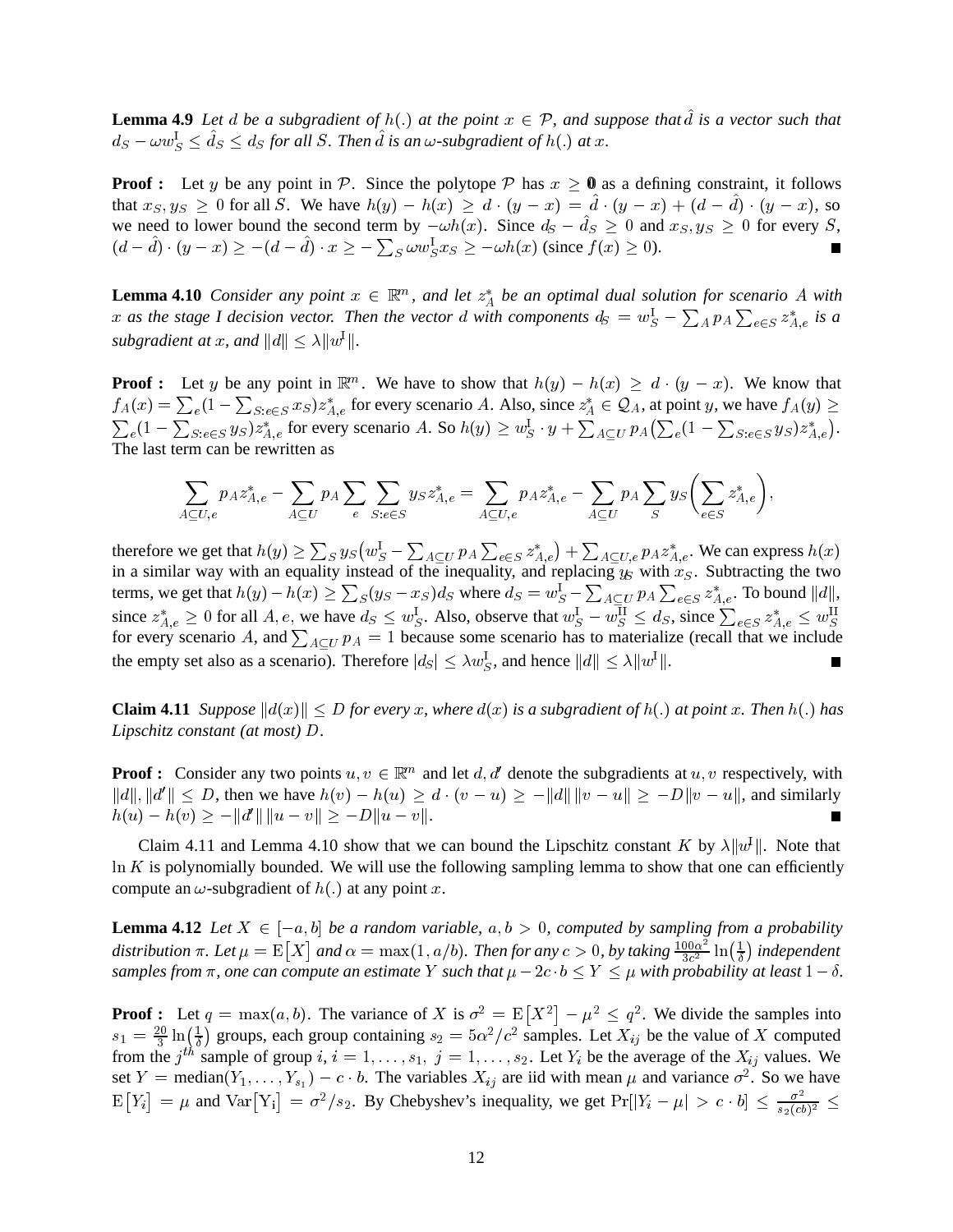**Lemma 4.9** *Let $d$ be a subgradient of $h(.)$ at the point $x \in \mathcal{P}$, and suppose that $\hat{d}$ is a vector such that $d_S - \omega w^{\mathrm{I}}_S \leq \hat{d}_S \leq d_S$ for all $S$. Then $\hat{d}$ is an $\omega$-subgradient of $h(.)$ at $x$.*

**Proof :** Let $y$ be any point in $\mathcal{P}$. Since the polytope $\mathcal{P}$ has $x \geq \mathbf{0}$ as a defining constraint, it follows that $x_S, y_S \geq 0$ for all $S$. We have $h(y) - h(x) \geq d \cdot (y - x) = \hat{d} \cdot (y - x) + (d - \hat{d}) \cdot (y - x)$, so we need to lower bound the second term by $-\omega h(x)$. Since $d_S - \hat{d}_S \geq 0$ and $x_S, y_S \geq 0$ for every $S$, $(d - \hat{d}) \cdot (y - x) \geq -(d - \hat{d}) \cdot x \geq -\sum_S \omega w^{\mathrm{I}}_S x_S \geq -\omega h(x)$ (since $f(x) \geq 0$). ∎

**Lemma 4.10** *Consider any point $x \in \mathbb{R}^m$, and let $z^*_A$ be an optimal dual solution for scenario $A$ with $x$ as the stage I decision vector. Then the vector $d$ with components $d_S = w^{\mathrm{I}}_S - \sum_A p_A \sum_{e \in S} z^*_{A,e}$ is a subgradient at $x$, and $\|d\| \leq \lambda \|w^{\mathrm{I}}\|$.*

**Proof :** Let $y$ be any point in $\mathbb{R}^m$. We have to show that $h(y) - h(x) \geq d \cdot (y - x)$. We know that $f_A(x) = \sum_e (1 - \sum_{S: e \in S} x_S) z^*_{A,e}$ for every scenario $A$. Also, since $z^*_A \in \mathcal{Q}_A$, at point $y$, we have $f_A(y) \geq \sum_e (1 - \sum_{S: e \in S} y_S) z^*_{A,e}$ for every scenario $A$. So $h(y) \geq w^{\mathrm{I}}_S \cdot y + \sum_{A \subseteq U} p_A \big(\sum_e (1 - \sum_{S: e \in S} y_S) z^*_{A,e}\big)$. The last term can be rewritten as

$$\sum_{A \subseteq U, e} p_A z^*_{A,e} - \sum_{A \subseteq U} p_A \sum_e \sum_{S: e \in S} y_S z^*_{A,e} = \sum_{A \subseteq U, e} p_A z^*_{A,e} - \sum_{A \subseteq U} p_A \sum_S y_S \bigg(\sum_{e \in S} z^*_{A,e}\bigg),$$

therefore we get that $h(y) \geq \sum_S y_S \big(w^{\mathrm{I}}_S - \sum_{A \subseteq U} p_A \sum_{e \in S} z^*_{A,e}\big) + \sum_{A \subseteq U, e} p_A z^*_{A,e}$. We can express $h(x)$ in a similar way with an equality instead of the inequality, and replacing $y_S$ with $x_S$. Subtracting the two terms, we get that $h(y) - h(x) \geq \sum_S (y_S - x_S) d_S$ where $d_S = w^{\mathrm{I}}_S - \sum_{A \subseteq U} p_A \sum_{e \in S} z^*_{A,e}$. To bound $\|d\|$, since $z^*_{A,e} \geq 0$ for all $A, e$, we have $d_S \leq w^{\mathrm{I}}_S$. Also, observe that $w^{\mathrm{I}}_S - w^{\mathrm{II}}_S \leq d_S$, since $\sum_{e \in S} z^*_{A,e} \leq w^{\mathrm{II}}_S$ for every scenario $A$, and $\sum_{A \subseteq U} p_A = 1$ because some scenario has to materialize (recall that we include the empty set also as a scenario). Therefore $|d_S| \leq \lambda w^{\mathrm{I}}_S$, and hence $\|d\| \leq \lambda \|w^{\mathrm{I}}\|$. ∎

**Claim 4.11** *Suppose $\|d(x)\| \leq D$ for every $x$, where $d(x)$ is a subgradient of $h(.)$ at point $x$. Then $h(.)$ has Lipschitz constant (at most) $D$.*

**Proof :** Consider any two points $u, v \in \mathbb{R}^m$ and let $d, d'$ denote the subgradients at $u, v$ respectively, with $\|d\|, \|d'\| \leq D$, then we have $h(v) - h(u) \geq d \cdot (v - u) \geq -\|d\| \|v - u\| \geq -D\|v - u\|$, and similarly $h(u) - h(v) \geq -\|d'\| \|u - v\| \geq -D\|u - v\|$. ∎

Claim 4.11 and Lemma 4.10 show that we can bound the Lipschitz constant $K$ by $\lambda \|w^{\mathrm{I}}\|$. Note that $\ln K$ is polynomially bounded. We will use the following sampling lemma to show that one can efficiently compute an $\omega$-subgradient of $h(.)$ at any point $x$.

**Lemma 4.12** *Let $X \in [-a, b]$ be a random variable, $a, b > 0$, computed by sampling from a probability distribution $\pi$. Let $\mu = \mathrm{E}\big[X\big]$ and $\alpha = \max(1, a/b)$. Then for any $c > 0$, by taking $\frac{100\alpha^2}{3c^2} \ln\big(\frac{1}{\delta}\big)$ independent samples from $\pi$, one can compute an estimate $Y$ such that $\mu - 2c \cdot b \leq Y \leq \mu$ with probability at least $1 - \delta$.*

**Proof :** Let $q = \max(a, b)$. The variance of $X$ is $\sigma^2 = \mathrm{E}\big[X^2\big] - \mu^2 \leq q^2$. We divide the samples into $s_1 = \frac{20}{3} \ln\big(\frac{1}{\delta}\big)$ groups, each group containing $s_2 = 5\alpha^2/c^2$ samples. Let $X_{ij}$ be the value of $X$ computed from the $j^{th}$ sample of group $i$, $i = 1, \ldots, s_1$, $j = 1, \ldots, s_2$. Let $Y_i$ be the average of the $X_{ij}$ values. We set $Y = \mathrm{median}(Y_1, \ldots, Y_{s_1}) - c \cdot b$. The variables $X_{ij}$ are iid with mean $\mu$ and variance $\sigma^2$. So we have $\mathrm{E}\big[Y_i\big] = \mu$ and $\mathrm{Var}\big[\mathrm{Y_i}\big] = \sigma^2/s_2$. By Chebyshev's inequality, we get $\Pr[|Y_i - \mu| > c \cdot b] \leq \frac{\sigma^2}{s_2(cb)^2} \leq$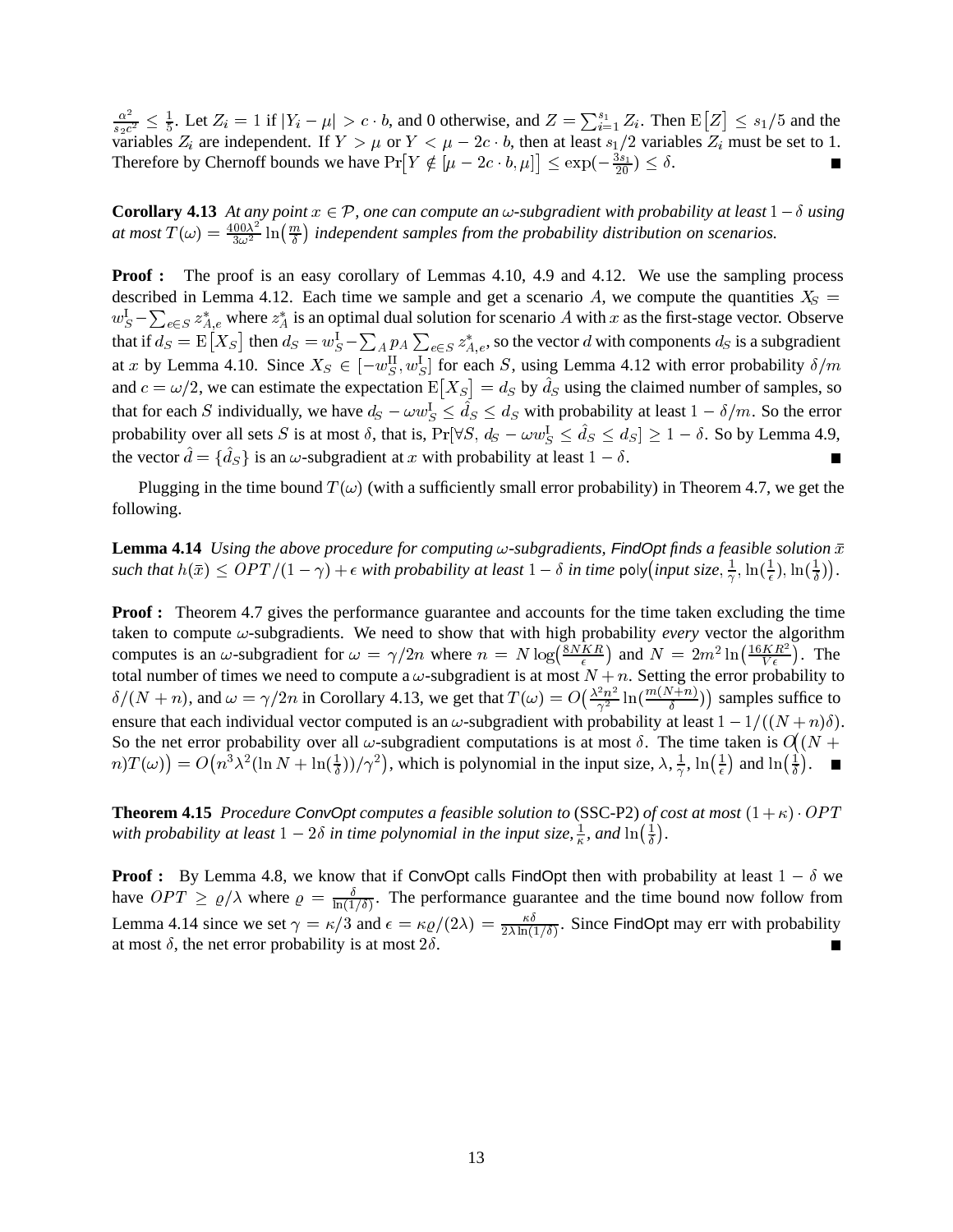$\frac{\alpha^2}{s_2 c^2} \leq \frac{1}{5}$. Let $Z_i = 1$ if $|Y_i - \mu| > c \cdot b$, and 0 otherwise, and $Z = \sum_{i=1}^{s_1} Z_i$. Then $\mathrm{E}\big[Z\big] \leq s_1/5$ and the variables $Z_i$ are independent. If $Y > \mu$ or $Y < \mu - 2c \cdot b$, then at least $s_1/2$ variables $Z_i$ must be set to 1. Therefore by Chernoff bounds we have $\Pr\big[Y \notin [\mu - 2c \cdot b, \mu]\big] \leq \exp(-\frac{3s_1}{20}) \leq \delta$. ■

**Corollary 4.13** *At any point $x \in \mathcal{P}$, one can compute an $\omega$-subgradient with probability at least $1-\delta$ using at most $T(\omega) = \frac{400\lambda^2}{3\omega^2}\ln\big(\frac{m}{\delta}\big)$ independent samples from the probability distribution on scenarios.*

**Proof :** The proof is an easy corollary of Lemmas 4.10, 4.9 and 4.12. We use the sampling process described in Lemma 4.12. Each time we sample and get a scenario $A$, we compute the quantities $X_S = w_S^{\mathrm{I}} - \sum_{e \in S} z_{A,e}^*$ where $z_A^*$ is an optimal dual solution for scenario $A$ with $x$ as the first-stage vector. Observe that if $d_S = \mathrm{E}\big[X_S\big]$ then $d_S = w_S^{\mathrm{I}} - \sum_A p_A \sum_{e \in S} z_{A,e}^*$, so the vector $d$ with components $d_S$ is a subgradient at $x$ by Lemma 4.10. Since $X_S \in [-w_S^{\mathrm{II}}, w_S^{\mathrm{I}}]$ for each $S$, using Lemma 4.12 with error probability $\delta/m$ and $c = \omega/2$, we can estimate the expectation $\mathrm{E}\big[X_S\big] = d_S$ by $\hat{d}_S$ using the claimed number of samples, so that for each $S$ individually, we have $d_S - \omega w_S^{\mathrm{I}} \leq \hat{d}_S \leq d_S$ with probability at least $1 - \delta/m$. So the error probability over all sets $S$ is at most $\delta$, that is, $\Pr[\forall S,\ d_S - \omega w_S^{\mathrm{I}} \leq \hat{d}_S \leq d_S] \geq 1 - \delta$. So by Lemma 4.9, the vector $\hat{d} = \{\hat{d}_S\}$ is an $\omega$-subgradient at $x$ with probability at least $1 - \delta$. ■

Plugging in the time bound $T(\omega)$ (with a sufficiently small error probability) in Theorem 4.7, we get the following.

**Lemma 4.14** *Using the above procedure for computing $\omega$-subgradients, FindOpt finds a feasible solution $\bar{x}$ such that $h(\bar{x}) \leq OPT/(1-\gamma) + \epsilon$ with probability at least $1-\delta$ in time $\mathsf{poly}\big($input size$, \frac{1}{\gamma}, \ln(\frac{1}{\epsilon}), \ln(\frac{1}{\delta})\big)$.*

**Proof :** Theorem 4.7 gives the performance guarantee and accounts for the time taken excluding the time taken to compute $\omega$-subgradients. We need to show that with high probability *every* vector the algorithm computes is an $\omega$-subgradient for $\omega = \gamma/2n$ where $n = N\log\big(\frac{8NKR}{\epsilon}\big)$ and $N = 2m^2\ln\big(\frac{16KR^2}{V\epsilon}\big)$. The total number of times we need to compute a $\omega$-subgradient is at most $N + n$. Setting the error probability to $\delta/(N+n)$, and $\omega = \gamma/2n$ in Corollary 4.13, we get that $T(\omega) = O\big(\frac{\lambda^2 n^2}{\gamma^2}\ln(\frac{m(N+n)}{\delta})\big)$ samples suffice to ensure that each individual vector computed is an $\omega$-subgradient with probability at least $1 - 1/((N+n)\delta)$. So the net error probability over all $\omega$-subgradient computations is at most $\delta$. The time taken is $O\big((N+n)T(\omega)\big) = O\big(n^3\lambda^2(\ln N + \ln(\frac{1}{\delta}))/\gamma^2\big)$, which is polynomial in the input size, $\lambda, \frac{1}{\gamma}, \ln\big(\frac{1}{\epsilon}\big)$ and $\ln\big(\frac{1}{\delta}\big)$. ■

**Theorem 4.15** *Procedure ConvOpt computes a feasible solution to* (SSC-P2) *of cost at most $(1+\kappa)\cdot OPT$ with probability at least $1-2\delta$ in time polynomial in the input size, $\frac{1}{\kappa}$, and $\ln\big(\frac{1}{\delta}\big)$.*

**Proof :** By Lemma 4.8, we know that if ConvOpt calls FindOpt then with probability at least $1 - \delta$ we have $OPT \geq \varrho/\lambda$ where $\varrho = \frac{\delta}{\ln(1/\delta)}$. The performance guarantee and the time bound now follow from Lemma 4.14 since we set $\gamma = \kappa/3$ and $\epsilon = \kappa\varrho/(2\lambda) = \frac{\kappa\delta}{2\lambda\ln(1/\delta)}$. Since FindOpt may err with probability at most $\delta$, the net error probability is at most $2\delta$. ■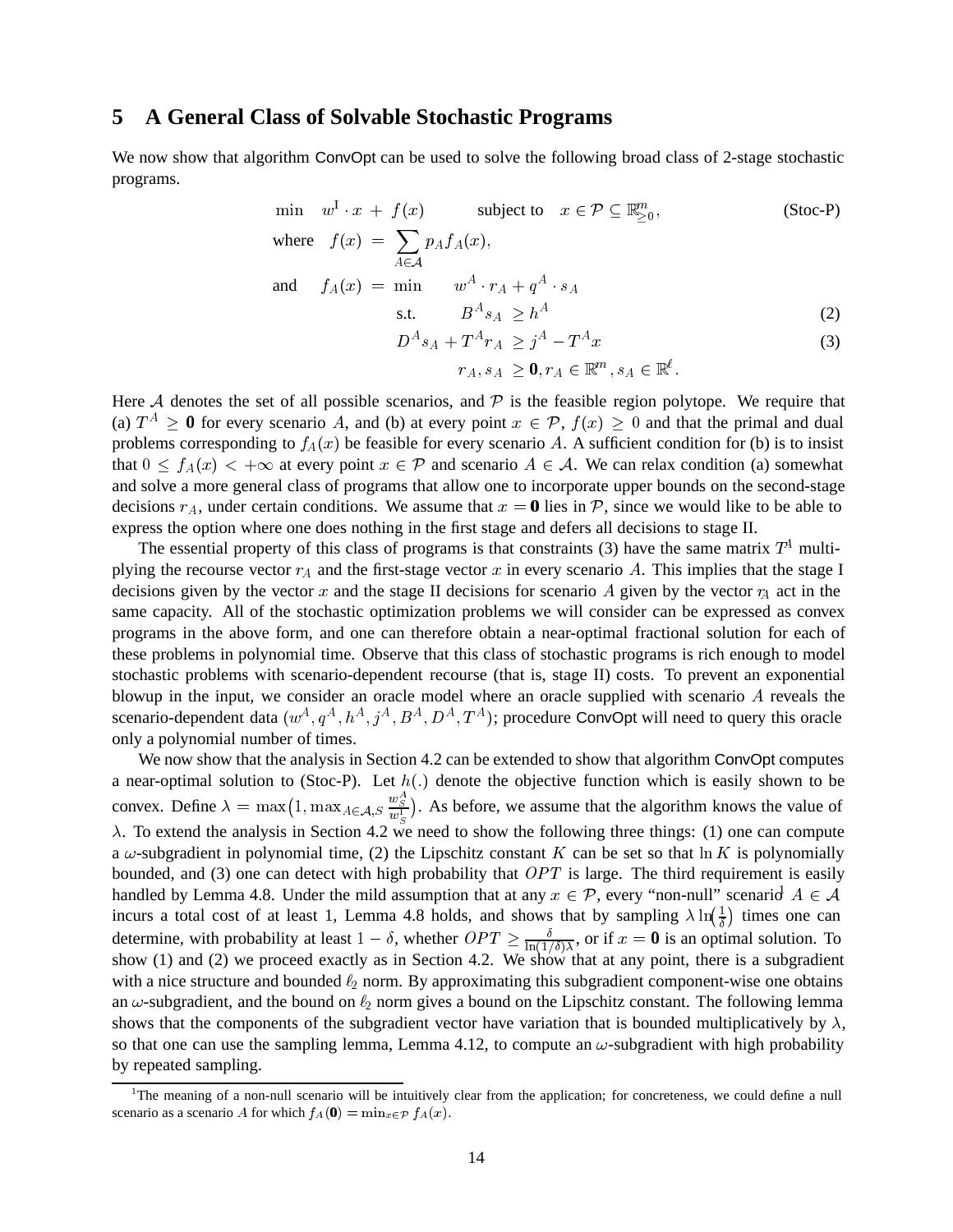## 5 A General Class of Solvable Stochastic Programs

We now show that algorithm ConvOpt can be used to solve the following broad class of 2-stage stochastic programs.

$$\min \quad w^{\mathrm{I}} \cdot x + f(x) \qquad \text{subject to} \quad x \in \mathcal{P} \subseteq \mathbb{R}^m_{\geq 0}, \tag{Stoc-P}$$

$$\text{where} \quad f(x) = \sum_{A \in \mathcal{A}} p_A f_A(x),$$

$$\text{and} \quad f_A(x) = \min \quad w^A \cdot r_A + q^A \cdot s_A$$

$$\text{s.t.} \quad B^A s_A \geq h^A \tag{2}$$

$$D^A s_A + T^A r_A \geq j^A - T^A x \tag{3}$$

$$r_A, s_A \geq \mathbf{0}, r_A \in \mathbb{R}^m, s_A \in \mathbb{R}^\ell.$$

Here $\mathcal{A}$ denotes the set of all possible scenarios, and $\mathcal{P}$ is the feasible region polytope. We require that (a) $T^A \geq \mathbf{0}$ for every scenario $A$, and (b) at every point $x \in \mathcal{P}$, $f(x) \geq 0$ and that the primal and dual problems corresponding to $f_A(x)$ be feasible for every scenario $A$. A sufficient condition for (b) is to insist that $0 \leq f_A(x) < +\infty$ at every point $x \in \mathcal{P}$ and scenario $A \in \mathcal{A}$. We can relax condition (a) somewhat and solve a more general class of programs that allow one to incorporate upper bounds on the second-stage decisions $r_A$, under certain conditions. We assume that $x = \mathbf{0}$ lies in $\mathcal{P}$, since we would like to be able to express the option where one does nothing in the first stage and defers all decisions to stage II.

The essential property of this class of programs is that constraints (3) have the same matrix $T^A$ multiplying the recourse vector $r_A$ and the first-stage vector $x$ in every scenario $A$. This implies that the stage I decisions given by the vector $x$ and the stage II decisions for scenario $A$ given by the vector $r_A$ act in the same capacity. All of the stochastic optimization problems we will consider can be expressed as convex programs in the above form, and one can therefore obtain a near-optimal fractional solution for each of these problems in polynomial time. Observe that this class of stochastic programs is rich enough to model stochastic problems with scenario-dependent recourse (that is, stage II) costs. To prevent an exponential blowup in the input, we consider an oracle model where an oracle supplied with scenario $A$ reveals the scenario-dependent data $(w^A, q^A, h^A, j^A, B^A, D^A, T^A)$; procedure ConvOpt will need to query this oracle only a polynomial number of times.

We now show that the analysis in Section 4.2 can be extended to show that algorithm ConvOpt computes a near-optimal solution to (Stoc-P). Let $h(.)$ denote the objective function which is easily shown to be convex. Define $\lambda = \max\left(1, \max_{A \in \mathcal{A}, S} \frac{w_S^A}{w_S^{\mathrm{I}}}\right)$. As before, we assume that the algorithm knows the value of $\lambda$. To extend the analysis in Section 4.2 we need to show the following three things: (1) one can compute a $\omega$-subgradient in polynomial time, (2) the Lipschitz constant $K$ can be set so that $\ln K$ is polynomially bounded, and (3) one can detect with high probability that $OPT$ is large. The third requirement is easily handled by Lemma 4.8. Under the mild assumption that at any $x \in \mathcal{P}$, every "non-null" scenario[1] $A \in \mathcal{A}$ incurs a total cost of at least 1, Lemma 4.8 holds, and shows that by sampling $\lambda \ln\left(\frac{1}{\delta}\right)$ times one can determine, with probability at least $1 - \delta$, whether $OPT \geq \frac{\delta}{\ln(1/\delta)\lambda}$, or if $x = \mathbf{0}$ is an optimal solution. To show (1) and (2) we proceed exactly as in Section 4.2. We show that at any point, there is a subgradient with a nice structure and bounded $\ell_2$ norm. By approximating this subgradient component-wise one obtains an $\omega$-subgradient, and the bound on $\ell_2$ norm gives a bound on the Lipschitz constant. The following lemma shows that the components of the subgradient vector have variation that is bounded multiplicatively by $\lambda$, so that one can use the sampling lemma, Lemma 4.12, to compute an $\omega$-subgradient with high probability by repeated sampling.

[1] The meaning of a non-null scenario will be intuitively clear from the application; for concreteness, we could define a null scenario as a scenario $A$ for which $f_A(\mathbf{0}) = \min_{x \in \mathcal{P}} f_A(x)$.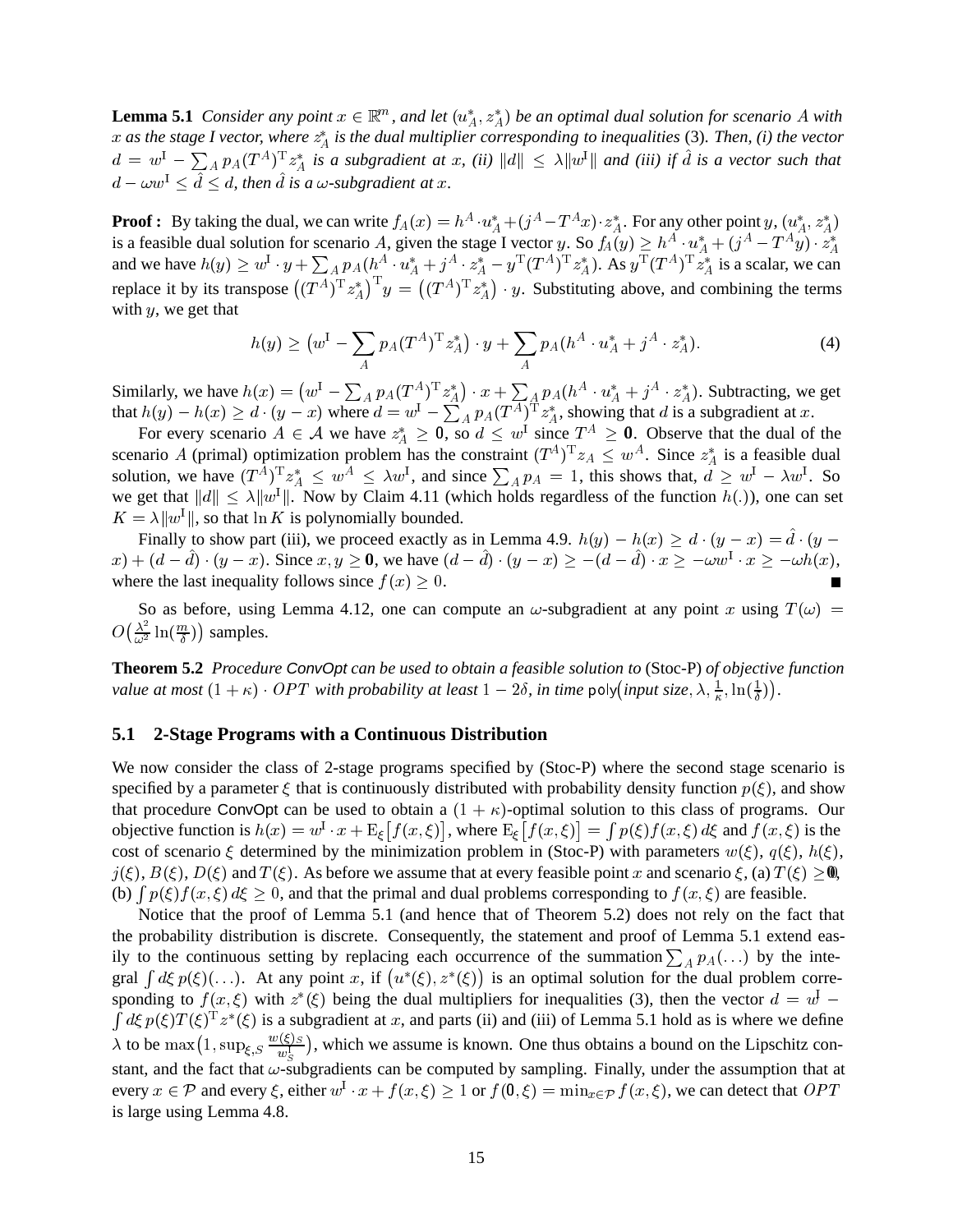**Lemma 5.1** *Consider any point $x \in \mathbb{R}^m$, and let $(u_A^*, z_A^*)$ be an optimal dual solution for scenario $A$ with $x$ as the stage I vector, where $z_A^*$ is the dual multiplier corresponding to inequalities* (3)*. Then, (i) the vector $d = w^{\mathrm{I}} - \sum_A p_A (T^A)^{\mathrm{T}} z_A^*$ is a subgradient at $x$, (ii) $\|d\| \leq \lambda \|w^{\mathrm{I}}\|$ and (iii) if $\hat{d}$ is a vector such that $d - \omega w^{\mathrm{I}} \leq \hat{d} \leq d$, then $\hat{d}$ is a $\omega$-subgradient at $x$.*

**Proof :** By taking the dual, we can write $f_A(x) = h^A \cdot u_A^* + (j^A - T^A x) \cdot z_A^*$. For any other point $y$, $(u_A^*, z_A^*)$ is a feasible dual solution for scenario $A$, given the stage I vector $y$. So $f_A(y) \geq h^A \cdot u_A^* + (j^A - T^A y) \cdot z_A^*$ and we have $h(y) \geq w^{\mathrm{I}} \cdot y + \sum_A p_A (h^A \cdot u_A^* + j^A \cdot z_A^* - y^{\mathrm{T}} (T^A)^{\mathrm{T}} z_A^*)$. As $y^{\mathrm{T}} (T^A)^{\mathrm{T}} z_A^*$ is a scalar, we can replace it by its transpose $\big((T^A)^{\mathrm{T}} z_A^*\big)^{\mathrm{T}} y = \big((T^A)^{\mathrm{T}} z_A^*\big) \cdot y$. Substituting above, and combining the terms with $y$, we get that

$$h(y) \geq \big(w^{\mathrm{I}} - \sum_A p_A (T^A)^{\mathrm{T}} z_A^*\big) \cdot y + \sum_A p_A (h^A \cdot u_A^* + j^A \cdot z_A^*). \tag{4}$$

Similarly, we have $h(x) = \big(w^{\mathrm{I}} - \sum_A p_A (T^A)^{\mathrm{T}} z_A^*\big) \cdot x + \sum_A p_A (h^A \cdot u_A^* + j^A \cdot z_A^*)$. Subtracting, we get that $h(y) - h(x) \geq d \cdot (y - x)$ where $d = w^{\mathrm{I}} - \sum_A p_A (T^A)^{\mathrm{T}} z_A^*$, showing that $d$ is a subgradient at $x$.

For every scenario $A \in \mathcal{A}$ we have $z_A^* \geq \mathbf{0}$, so $d \leq w^{\mathrm{I}}$ since $T^A \geq \mathbf{0}$. Observe that the dual of the scenario $A$ (primal) optimization problem has the constraint $(T^A)^{\mathrm{T}} z_A \leq w^A$. Since $z_A^*$ is a feasible dual solution, we have $(T^A)^{\mathrm{T}} z_A^* \leq w^A \leq \lambda w^{\mathrm{I}}$, and since $\sum_A p_A = 1$, this shows that, $d \geq w^{\mathrm{I}} - \lambda w^{\mathrm{I}}$. So we get that $\|d\| \leq \lambda \|w^{\mathrm{I}}\|$. Now by Claim 4.11 (which holds regardless of the function $h(.)$), one can set $K = \lambda \|w^{\mathrm{I}}\|$, so that $\ln K$ is polynomially bounded.

Finally to show part (iii), we proceed exactly as in Lemma 4.9. $h(y) - h(x) \geq d \cdot (y - x) = \hat{d} \cdot (y - x) + (d - \hat{d}) \cdot (y - x)$. Since $x, y \geq \mathbf{0}$, we have $(d - \hat{d}) \cdot (y - x) \geq -(d - \hat{d}) \cdot x \geq -\omega w^{\mathrm{I}} \cdot x \geq -\omega h(x)$, where the last inequality follows since $f(x) \geq 0$. ∎

So as before, using Lemma 4.12, one can compute an $\omega$-subgradient at any point $x$ using $T(\omega) = O\big(\frac{\lambda^2}{\omega^2} \ln(\frac{m}{\delta})\big)$ samples.

**Theorem 5.2** *Procedure ConvOpt can be used to obtain a feasible solution to* (Stoc-P) *of objective function value at most $(1 + \kappa) \cdot OPT$ with probability at least $1 - 2\delta$, in time $\mathsf{poly}\big($input size$, \lambda, \frac{1}{\kappa}, \ln(\frac{1}{\delta})\big)$.*

## 5.1 2-Stage Programs with a Continuous Distribution

We now consider the class of 2-stage programs specified by (Stoc-P) where the second stage scenario is specified by a parameter $\xi$ that is continuously distributed with probability density function $p(\xi)$, and show that procedure ConvOpt can be used to obtain a $(1 + \kappa)$-optimal solution to this class of programs. Our objective function is $h(x) = w^{\mathrm{I}} \cdot x + \mathrm{E}_\xi\big[f(x, \xi)\big]$, where $\mathrm{E}_\xi\big[f(x, \xi)\big] = \int p(\xi) f(x, \xi)\, d\xi$ and $f(x, \xi)$ is the cost of scenario $\xi$ determined by the minimization problem in (Stoc-P) with parameters $w(\xi)$, $q(\xi)$, $h(\xi)$, $j(\xi)$, $B(\xi)$, $D(\xi)$ and $T(\xi)$. As before we assume that at every feasible point $x$ and scenario $\xi$, (a) $T(\xi) \geq \mathbf{0}$, (b) $\int p(\xi) f(x, \xi)\, d\xi \geq 0$, and that the primal and dual problems corresponding to $f(x, \xi)$ are feasible.

Notice that the proof of Lemma 5.1 (and hence that of Theorem 5.2) does not rely on the fact that the probability distribution is discrete. Consequently, the statement and proof of Lemma 5.1 extend easily to the continuous setting by replacing each occurrence of the summation $\sum_A p_A(\dots)$ by the integral $\int d\xi\, p(\xi)(\dots)$. At any point $x$, if $\big(u^*(\xi), z^*(\xi)\big)$ is an optimal solution for the dual problem corresponding to $f(x, \xi)$ with $z^*(\xi)$ being the dual multipliers for inequalities (3), then the vector $d = w^{\mathrm{I}} - \int d\xi\, p(\xi) T(\xi)^{\mathrm{T}} z^*(\xi)$ is a subgradient at $x$, and parts (ii) and (iii) of Lemma 5.1 hold as is where we define $\lambda$ to be $\max\big(1, \sup_{\xi, S} \frac{w(\xi)_S}{w_S^{\mathrm{I}}}\big)$, which we assume is known. One thus obtains a bound on the Lipschitz constant, and the fact that $\omega$-subgradients can be computed by sampling. Finally, under the assumption that at every $x \in \mathcal{P}$ and every $\xi$, either $w^{\mathrm{I}} \cdot x + f(x, \xi) \geq 1$ or $f(\mathbf{0}, \xi) = \min_{x \in \mathcal{P}} f(x, \xi)$, we can detect that $OPT$ is large using Lemma 4.8.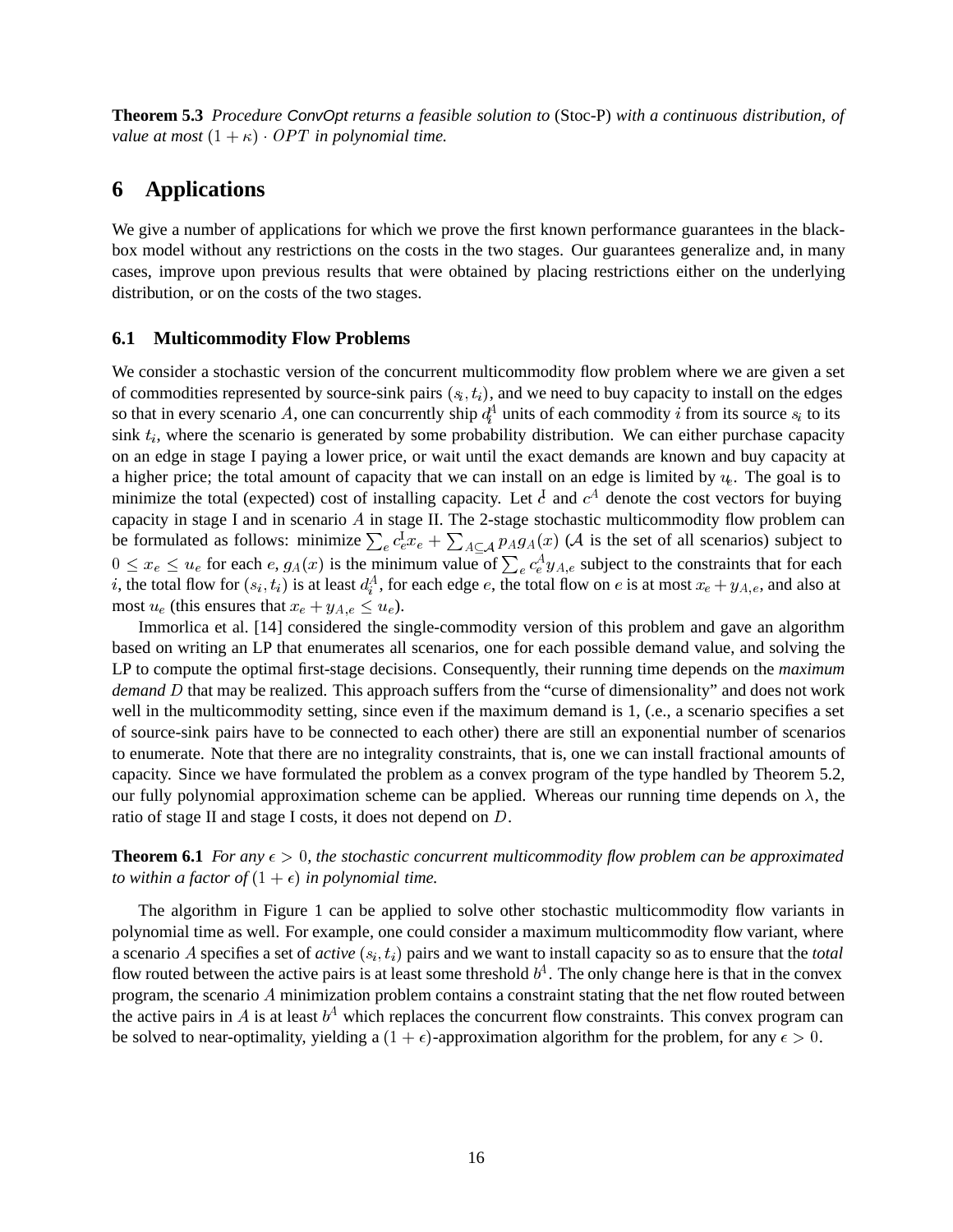**Theorem 5.3** *Procedure ConvOpt returns a feasible solution to* (Stoc-P) *with a continuous distribution, of value at most* $(1+\kappa)\cdot OPT$ *in polynomial time.*

# 6 Applications

We give a number of applications for which we prove the first known performance guarantees in the black-box model without any restrictions on the costs in the two stages. Our guarantees generalize and, in many cases, improve upon previous results that were obtained by placing restrictions either on the underlying distribution, or on the costs of the two stages.

## 6.1 Multicommodity Flow Problems

We consider a stochastic version of the concurrent multicommodity flow problem where we are given a set of commodities represented by source-sink pairs $(s_i, t_i)$, and we need to buy capacity to install on the edges so that in every scenario $A$, one can concurrently ship $d_i^A$ units of each commodity $i$ from its source $s_i$ to its sink $t_i$, where the scenario is generated by some probability distribution. We can either purchase capacity on an edge in stage I paying a lower price, or wait until the exact demands are known and buy capacity at a higher price; the total amount of capacity that we can install on an edge is limited by $u_e$. The goal is to minimize the total (expected) cost of installing capacity. Let $c^{\mathrm{I}}$ and $c^A$ denote the cost vectors for buying capacity in stage I and in scenario $A$ in stage II. The 2-stage stochastic multicommodity flow problem can be formulated as follows: minimize $\sum_e c_e^{\mathrm{I}} x_e + \sum_{A\subseteq\mathcal{A}} p_A g_A(x)$ ($\mathcal{A}$ is the set of all scenarios) subject to $0 \le x_e \le u_e$ for each $e$, $g_A(x)$ is the minimum value of $\sum_e c_e^A y_{A,e}$ subject to the constraints that for each $i$, the total flow for $(s_i, t_i)$ is at least $d_i^A$, for each edge $e$, the total flow on $e$ is at most $x_e + y_{A,e}$, and also at most $u_e$ (this ensures that $x_e + y_{A,e} \le u_e$).

Immorlica et al. [14] considered the single-commodity version of this problem and gave an algorithm based on writing an LP that enumerates all scenarios, one for each possible demand value, and solving the LP to compute the optimal first-stage decisions. Consequently, their running time depends on the *maximum demand* $D$ that may be realized. This approach suffers from the "curse of dimensionality" and does not work well in the multicommodity setting, since even if the maximum demand is 1, (.e., a scenario specifies a set of source-sink pairs have to be connected to each other) there are still an exponential number of scenarios to enumerate. Note that there are no integrality constraints, that is, one we can install fractional amounts of capacity. Since we have formulated the problem as a convex program of the type handled by Theorem 5.2, our fully polynomial approximation scheme can be applied. Whereas our running time depends on $\lambda$, the ratio of stage II and stage I costs, it does not depend on $D$.

**Theorem 6.1** *For any* $\epsilon > 0$*, the stochastic concurrent multicommodity flow problem can be approximated to within a factor of* $(1+\epsilon)$ *in polynomial time.*

The algorithm in Figure 1 can be applied to solve other stochastic multicommodity flow variants in polynomial time as well. For example, one could consider a maximum multicommodity flow variant, where a scenario $A$ specifies a set of *active* $(s_i, t_i)$ pairs and we want to install capacity so as to ensure that the *total* flow routed between the active pairs is at least some threshold $b^A$. The only change here is that in the convex program, the scenario $A$ minimization problem contains a constraint stating that the net flow routed between the active pairs in $A$ is at least $b^A$ which replaces the concurrent flow constraints. This convex program can be solved to near-optimality, yielding a $(1+\epsilon)$-approximation algorithm for the problem, for any $\epsilon > 0$.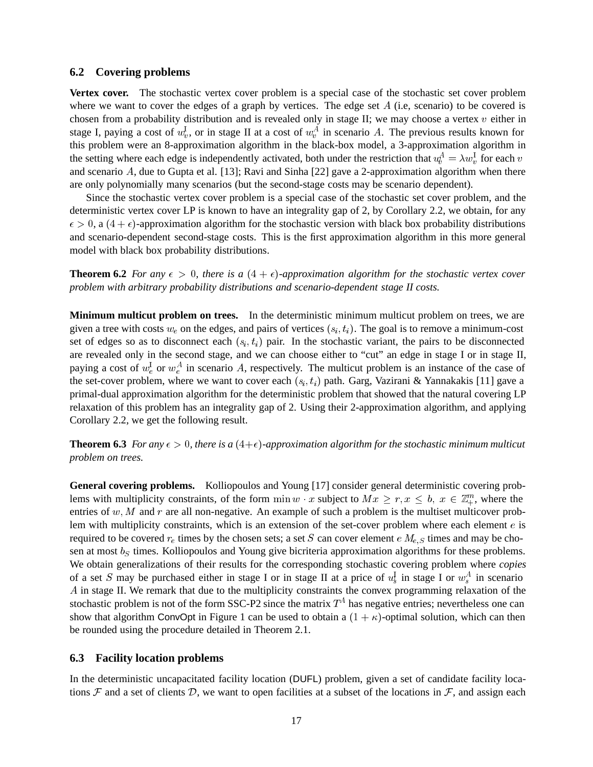## 6.2 Covering problems

**Vertex cover.** The stochastic vertex cover problem is a special case of the stochastic set cover problem where we want to cover the edges of a graph by vertices. The edge set $A$ (i.e, scenario) to be covered is chosen from a probability distribution and is revealed only in stage II; we may choose a vertex $v$ either in stage I, paying a cost of $w_v^{\mathrm{I}}$, or in stage II at a cost of $w_v^A$ in scenario $A$. The previous results known for this problem were an 8-approximation algorithm in the black-box model, a 3-approximation algorithm in the setting where each edge is independently activated, both under the restriction that $w_v^A = \lambda w_v^{\mathrm{I}}$ for each $v$ and scenario $A$, due to Gupta et al. [13]; Ravi and Sinha [22] gave a 2-approximation algorithm when there are only polynomially many scenarios (but the second-stage costs may be scenario dependent).

Since the stochastic vertex cover problem is a special case of the stochastic set cover problem, and the deterministic vertex cover LP is known to have an integrality gap of 2, by Corollary 2.2, we obtain, for any $\epsilon > 0$, a $(4+\epsilon)$-approximation algorithm for the stochastic version with black box probability distributions and scenario-dependent second-stage costs. This is the first approximation algorithm in this more general model with black box probability distributions.

**Theorem 6.2** *For any $\epsilon > 0$, there is a $(4+\epsilon)$-approximation algorithm for the stochastic vertex cover problem with arbitrary probability distributions and scenario-dependent stage II costs.*

**Minimum multicut problem on trees.** In the deterministic minimum multicut problem on trees, we are given a tree with costs $w_e$ on the edges, and pairs of vertices $(s_i, t_i)$. The goal is to remove a minimum-cost set of edges so as to disconnect each $(s_i, t_i)$ pair. In the stochastic variant, the pairs to be disconnected are revealed only in the second stage, and we can choose either to "cut" an edge in stage I or in stage II, paying a cost of $w_e^{\mathrm{I}}$ or $w_e^A$ in scenario $A$, respectively. The multicut problem is an instance of the case of the set-cover problem, where we want to cover each $(s_i, t_i)$ path. Garg, Vazirani & Yannakakis [11] gave a primal-dual approximation algorithm for the deterministic problem that showed that the natural covering LP relaxation of this problem has an integrality gap of 2. Using their 2-approximation algorithm, and applying Corollary 2.2, we get the following result.

**Theorem 6.3** *For any $\epsilon > 0$, there is a $(4+\epsilon)$-approximation algorithm for the stochastic minimum multicut problem on trees.*

**General covering problems.** Kolliopoulos and Young [17] consider general deterministic covering problems with multiplicity constraints, of the form $\min w \cdot x$ subject to $Mx \geq r, x \leq b,\ x \in \mathbb{Z}_+^m$, where the entries of $w, M$ and $r$ are all non-negative. An example of such a problem is the multiset multicover problem with multiplicity constraints, which is an extension of the set-cover problem where each element $e$ is required to be covered $r_e$ times by the chosen sets; a set $S$ can cover element $e$ $M_{e,S}$ times and may be chosen at most $b_S$ times. Kolliopoulos and Young give bicriteria approximation algorithms for these problems. We obtain generalizations of their results for the corresponding stochastic covering problem where *copies* of a set $S$ may be purchased either in stage I or in stage II at a price of $w_s^{\mathrm{I}}$ in stage I or $w_s^A$ in scenario $A$ in stage II. We remark that due to the multiplicity constraints the convex programming relaxation of the stochastic problem is not of the form SSC-P2 since the matrix $T^A$ has negative entries; nevertheless one can show that algorithm ConvOpt in Figure 1 can be used to obtain a $(1+\kappa)$-optimal solution, which can then be rounded using the procedure detailed in Theorem 2.1.

## 6.3 Facility location problems

In the deterministic uncapacitated facility location (DUFL) problem, given a set of candidate facility locations $\mathcal{F}$ and a set of clients $\mathcal{D}$, we want to open facilities at a subset of the locations in $\mathcal{F}$, and assign each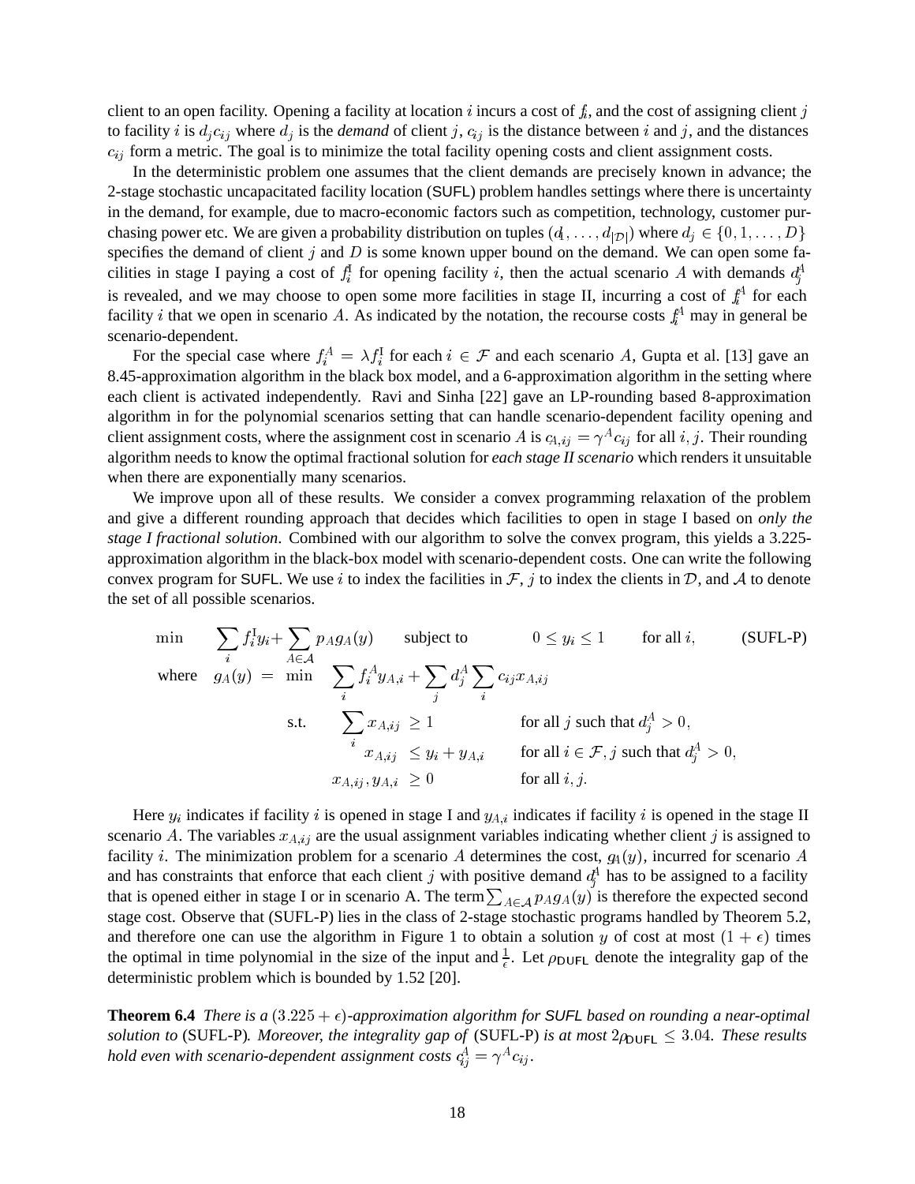client to an open facility. Opening a facility at location $i$ incurs a cost of $f_i$, and the cost of assigning client $j$ to facility $i$ is $d_j c_{ij}$ where $d_j$ is the *demand* of client $j$, $c_{ij}$ is the distance between $i$ and $j$, and the distances $c_{ij}$ form a metric. The goal is to minimize the total facility opening costs and client assignment costs.

In the deterministic problem one assumes that the client demands are precisely known in advance; the 2-stage stochastic uncapacitated facility location (SUFL) problem handles settings where there is uncertainty in the demand, for example, due to macro-economic factors such as competition, technology, customer purchasing power etc. We are given a probability distribution on tuples $(d_1, \ldots, d_{|\mathcal{D}|})$ where $d_j \in \{0, 1, \ldots, D\}$ specifies the demand of client $j$ and $D$ is some known upper bound on the demand. We can open some facilities in stage I paying a cost of $f_i^{\text{I}}$ for opening facility $i$, then the actual scenario $A$ with demands $d_j^A$ is revealed, and we may choose to open some more facilities in stage II, incurring a cost of $f_i^A$ for each facility $i$ that we open in scenario $A$. As indicated by the notation, the recourse costs $f_i^A$ may in general be scenario-dependent.

For the special case where $f_i^A = \lambda f_i^{\text{I}}$ for each $i \in \mathcal{F}$ and each scenario $A$, Gupta et al. [13] gave an 8.45-approximation algorithm in the black box model, and a 6-approximation algorithm in the setting where each client is activated independently. Ravi and Sinha [22] gave an LP-rounding based 8-approximation algorithm in for the polynomial scenarios setting that can handle scenario-dependent facility opening and client assignment costs, where the assignment cost in scenario $A$ is $c_{A,ij} = \gamma^A c_{ij}$ for all $i, j$. Their rounding algorithm needs to know the optimal fractional solution for *each stage II scenario* which renders it unsuitable when there are exponentially many scenarios.

We improve upon all of these results. We consider a convex programming relaxation of the problem and give a different rounding approach that decides which facilities to open in stage I based on *only the stage I fractional solution*. Combined with our algorithm to solve the convex program, this yields a 3.225-approximation algorithm in the black-box model with scenario-dependent costs. One can write the following convex program for SUFL. We use $i$ to index the facilities in $\mathcal{F}$, $j$ to index the clients in $\mathcal{D}$, and $\mathcal{A}$ to denote the set of all possible scenarios.

$$
\begin{aligned}
\min \quad & \sum_i f_i^{\text{I}} y_i + \sum_{A \in \mathcal{A}} p_A g_A(y) \qquad \text{subject to} \qquad 0 \le y_i \le 1 \qquad \text{for all } i, \qquad \text{(SUFL-P)} \\
\text{where} \quad g_A(y) \; = \; \min \quad & \sum_i f_i^A y_{A,i} + \sum_j d_j^A \sum_i c_{ij} x_{A,ij} \\
\text{s.t.} \quad & \sum_i x_{A,ij} \ge 1 \qquad \text{for all } j \text{ such that } d_j^A > 0, \\
& x_{A,ij} \le y_i + y_{A,i} \qquad \text{for all } i \in \mathcal{F}, j \text{ such that } d_j^A > 0, \\
& x_{A,ij}, y_{A,i} \ge 0 \qquad \text{for all } i, j.
\end{aligned}
$$

Here $y_i$ indicates if facility $i$ is opened in stage I and $y_{A,i}$ indicates if facility $i$ is opened in the stage II scenario $A$. The variables $x_{A,ij}$ are the usual assignment variables indicating whether client $j$ is assigned to facility $i$. The minimization problem for a scenario $A$ determines the cost, $g_A(y)$, incurred for scenario $A$ and has constraints that enforce that each client $j$ with positive demand $d_j^A$ has to be assigned to a facility that is opened either in stage I or in scenario A. The term $\sum_{A \in \mathcal{A}} p_A g_A(y)$ is therefore the expected second stage cost. Observe that (SUFL-P) lies in the class of 2-stage stochastic programs handled by Theorem 5.2, and therefore one can use the algorithm in Figure 1 to obtain a solution $y$ of cost at most $(1+\epsilon)$ times the optimal in time polynomial in the size of the input and $\frac{1}{\epsilon}$. Let $\rho_{\text{DUFL}}$ denote the integrality gap of the deterministic problem which is bounded by 1.52 [20].

**Theorem 6.4** *There is a $(3.225 + \epsilon)$-approximation algorithm for SUFL based on rounding a near-optimal solution to* (SUFL-P)*. Moreover, the integrality gap of* (SUFL-P) *is at most $2\rho_{\text{DUFL}} \le 3.04$. These results hold even with scenario-dependent assignment costs $c_{ij}^A = \gamma^A c_{ij}$.*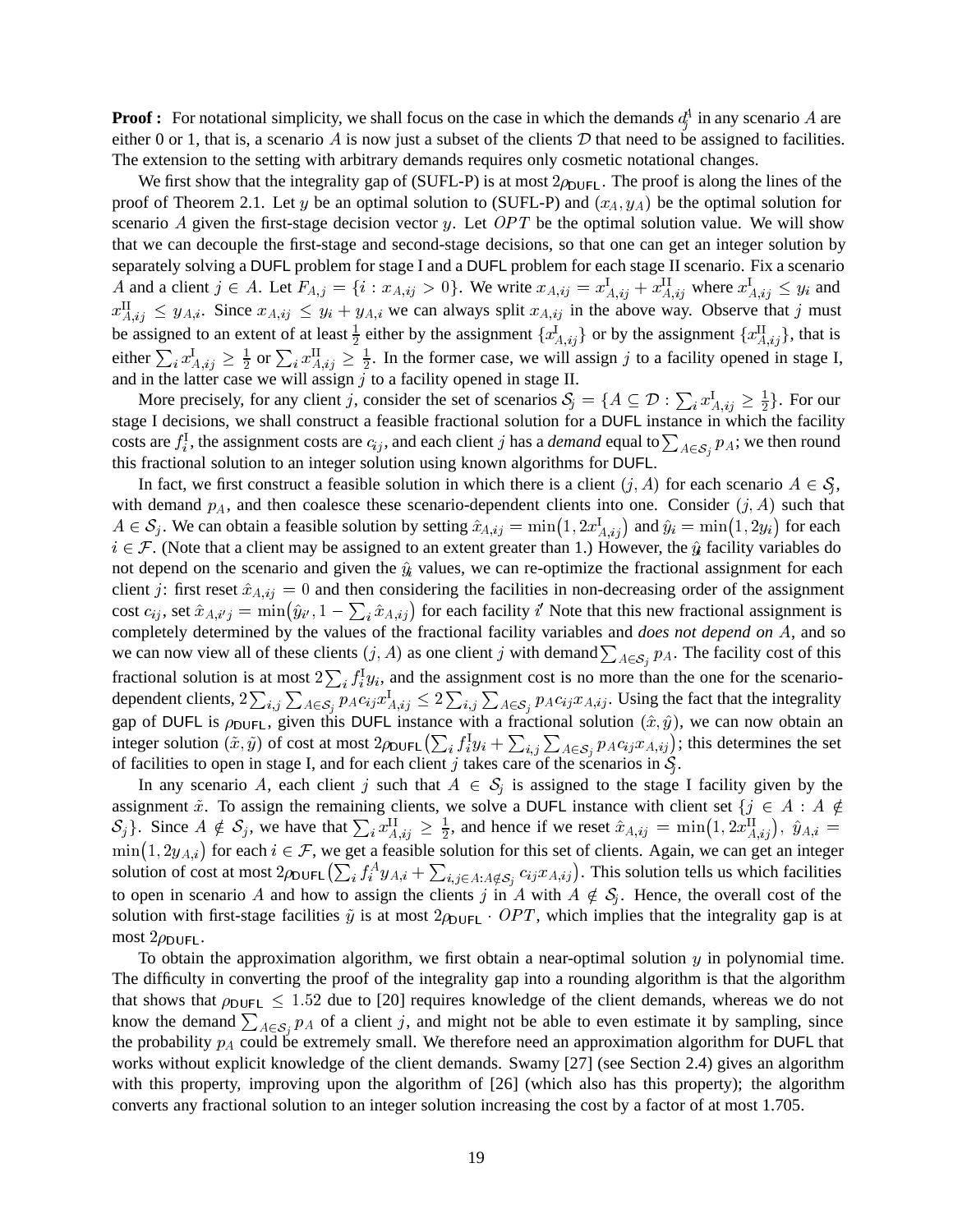**Proof :** For notational simplicity, we shall focus on the case in which the demands $d_j^A$ in any scenario $A$ are either 0 or 1, that is, a scenario $A$ is now just a subset of the clients $\mathcal{D}$ that need to be assigned to facilities. The extension to the setting with arbitrary demands requires only cosmetic notational changes.

We first show that the integrality gap of (SUFL-P) is at most $2\rho_{\mathsf{DUFL}}$. The proof is along the lines of the proof of Theorem 2.1. Let $y$ be an optimal solution to (SUFL-P) and $(x_A, y_A)$ be the optimal solution for scenario $A$ given the first-stage decision vector $y$. Let $OPT$ be the optimal solution value. We will show that we can decouple the first-stage and second-stage decisions, so that one can get an integer solution by separately solving a DUFL problem for stage I and a DUFL problem for each stage II scenario. Fix a scenario $A$ and a client $j \in A$. Let $F_{A,j} = \{i : x_{A,ij} > 0\}$. We write $x_{A,ij} = x^{\mathrm{I}}_{A,ij} + x^{\mathrm{II}}_{A,ij}$ where $x^{\mathrm{I}}_{A,ij} \le y_i$ and $x^{\mathrm{II}}_{A,ij} \le y_{A,i}$. Since $x_{A,ij} \le y_i + y_{A,i}$ we can always split $x_{A,ij}$ in the above way. Observe that $j$ must be assigned to an extent of at least $\frac{1}{2}$ either by the assignment $\{x^{\mathrm{I}}_{A,ij}\}$ or by the assignment $\{x^{\mathrm{II}}_{A,ij}\}$, that is either $\sum_i x^{\mathrm{I}}_{A,ij} \ge \frac{1}{2}$ or $\sum_i x^{\mathrm{II}}_{A,ij} \ge \frac{1}{2}$. In the former case, we will assign $j$ to a facility opened in stage I, and in the latter case we will assign $j$ to a facility opened in stage II.

More precisely, for any client $j$, consider the set of scenarios $\mathcal{S}_j = \{A \subseteq \mathcal{D} : \sum_i x^{\mathrm{I}}_{A,ij} \ge \frac{1}{2}\}$. For our stage I decisions, we shall construct a feasible fractional solution for a DUFL instance in which the facility costs are $f_i^{\mathrm{I}}$, the assignment costs are $c_{ij}$, and each client $j$ has a *demand* equal to $\sum_{A \in \mathcal{S}_j} p_A$; we then round this fractional solution to an integer solution using known algorithms for DUFL.

In fact, we first construct a feasible solution in which there is a client $(j, A)$ for each scenario $A \in \mathcal{S}_j$, with demand $p_A$, and then coalesce these scenario-dependent clients into one. Consider $(j, A)$ such that $A \in \mathcal{S}_j$. We can obtain a feasible solution by setting $\hat{x}_{A,ij} = \min\bigl(1, 2x^{\mathrm{I}}_{A,ij}\bigr)$ and $\hat{y}_i = \min\bigl(1, 2y_i\bigr)$ for each $i \in \mathcal{F}$. (Note that a client may be assigned to an extent greater than 1.) However, the $\hat{y}_i$ facility variables do not depend on the scenario and given the $\hat{y}_i$ values, we can re-optimize the fractional assignment for each client $j$: first reset $\hat{x}_{A,ij} = 0$ and then considering the facilities in non-decreasing order of the assignment cost $c_{ij}$, set $\hat{x}_{A,i'j} = \min\bigl(\hat{y}_{i'}, 1 - \sum_i \hat{x}_{A,ij}\bigr)$ for each facility $i'$ Note that this new fractional assignment is completely determined by the values of the fractional facility variables and *does not depend on* $A$, and so we can now view all of these clients $(j, A)$ as one client $j$ with demand $\sum_{A \in \mathcal{S}_j} p_A$. The facility cost of this fractional solution is at most $2\sum_i f_i^{\mathrm{I}} y_i$, and the assignment cost is no more than the one for the scenario-dependent clients, $2\sum_{i,j}\sum_{A \in \mathcal{S}_j} p_A c_{ij} x^{\mathrm{I}}_{A,ij} \le 2\sum_{i,j}\sum_{A \in \mathcal{S}_j} p_A c_{ij} x_{A,ij}$. Using the fact that the integrality gap of DUFL is $\rho_{\mathsf{DUFL}}$, given this DUFL instance with a fractional solution $(\hat{x}, \hat{y})$, we can now obtain an integer solution $(\tilde{x}, \tilde{y})$ of cost at most $2\rho_{\mathsf{DUFL}}\bigl(\sum_i f_i^{\mathrm{I}} y_i + \sum_{i,j}\sum_{A \in \mathcal{S}_j} p_A c_{ij} x_{A,ij}\bigr)$; this determines the set of facilities to open in stage I, and for each client $j$ takes care of the scenarios in $\mathcal{S}_j$.

In any scenario $A$, each client $j$ such that $A \in \mathcal{S}_j$ is assigned to the stage I facility given by the assignment $\tilde{x}$. To assign the remaining clients, we solve a DUFL instance with client set $\{j \in A : A \notin \mathcal{S}_j\}$. Since $A \notin \mathcal{S}_j$, we have that $\sum_i x^{\mathrm{II}}_{A,ij} \ge \frac{1}{2}$, and hence if we reset $\hat{x}_{A,ij} = \min\bigl(1, 2x^{\mathrm{II}}_{A,ij}\bigr)$, $\hat{y}_{A,i} = \min\bigl(1, 2y_{A,i}\bigr)$ for each $i \in \mathcal{F}$, we get a feasible solution for this set of clients. Again, we can get an integer solution of cost at most $2\rho_{\mathsf{DUFL}}\bigl(\sum_i f_i^A y_{A,i} + \sum_{i,j \in A : A \notin \mathcal{S}_j} c_{ij} x_{A,ij}\bigr)$. This solution tells us which facilities to open in scenario $A$ and how to assign the clients $j$ in $A$ with $A \notin \mathcal{S}_j$. Hence, the overall cost of the solution with first-stage facilities $\tilde{y}$ is at most $2\rho_{\mathsf{DUFL}} \cdot OPT$, which implies that the integrality gap is at most $2\rho_{\mathsf{DUFL}}$.

To obtain the approximation algorithm, we first obtain a near-optimal solution $y$ in polynomial time. The difficulty in converting the proof of the integrality gap into a rounding algorithm is that the algorithm that shows that $\rho_{\mathsf{DUFL}} \le 1.52$ due to [20] requires knowledge of the client demands, whereas we do not know the demand $\sum_{A \in \mathcal{S}_j} p_A$ of a client $j$, and might not be able to even estimate it by sampling, since the probability $p_A$ could be extremely small. We therefore need an approximation algorithm for DUFL that works without explicit knowledge of the client demands. Swamy [27] (see Section 2.4) gives an algorithm with this property, improving upon the algorithm of [26] (which also has this property); the algorithm converts any fractional solution to an integer solution increasing the cost by a factor of at most 1.705.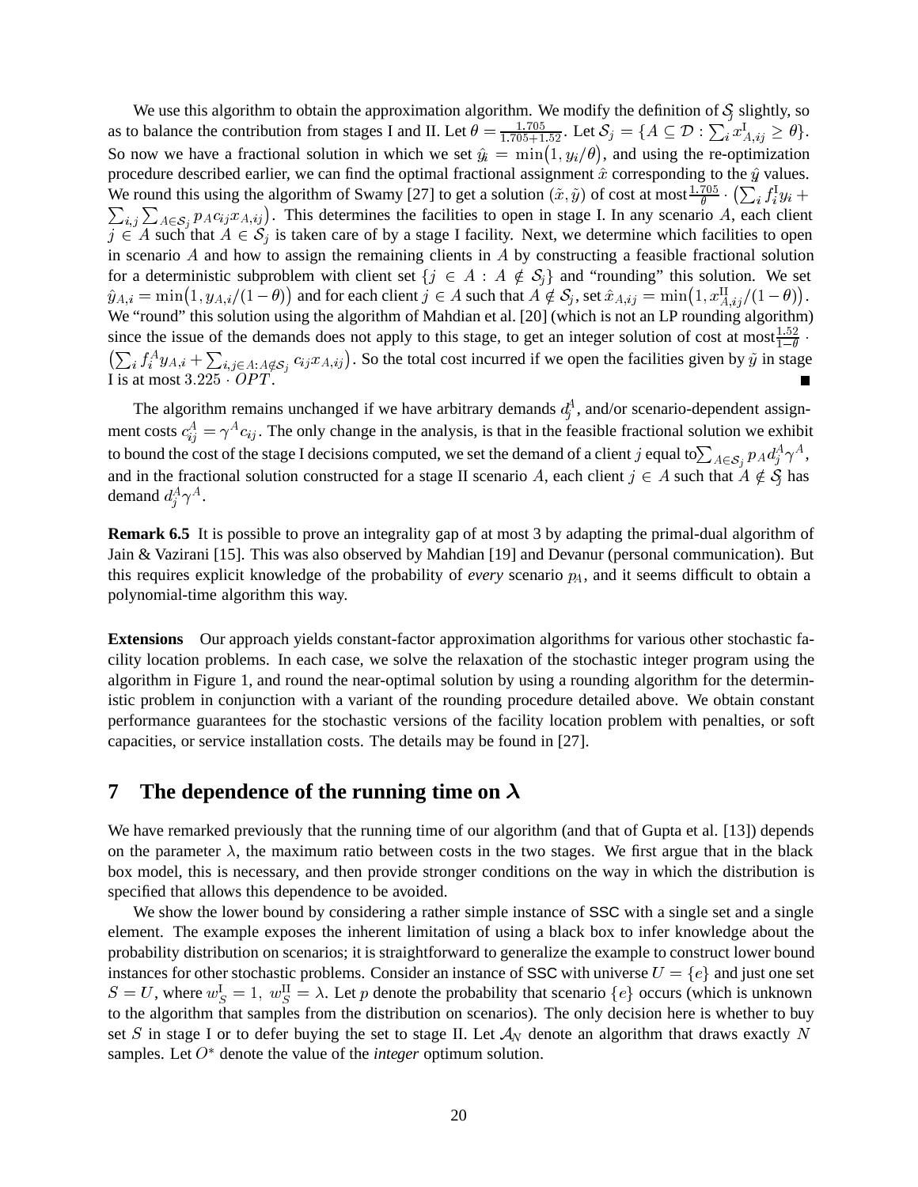We use this algorithm to obtain the approximation algorithm. We modify the definition of $\mathcal{S}_j$ slightly, so as to balance the contribution from stages I and II. Let $\theta = \frac{1.705}{1.705+1.52}$. Let $\mathcal{S}_j = \{A \subseteq \mathcal{D} : \sum_i x^{\rm I}_{A,ij} \geq \theta\}$. So now we have a fractional solution in which we set $\hat{y}_i = \min\bigl(1, y_i/\theta\bigr)$, and using the re-optimization procedure described earlier, we can find the optimal fractional assignment $\hat{x}$ corresponding to the $\hat{y}$ values. We round this using the algorithm of Swamy [27] to get a solution $(\tilde{x}, \tilde{y})$ of cost at most $\frac{1.705}{\theta} \cdot \bigl(\sum_i f^{\rm I}_i y_i + \sum_{i,j} \sum_{A \in \mathcal{S}_j} p_A c_{ij} x_{A,ij}\bigr)$. This determines the facilities to open in stage I. In any scenario $A$, each client $j \in A$ such that $A \in \mathcal{S}_j$ is taken care of by a stage I facility. Next, we determine which facilities to open in scenario $A$ and how to assign the remaining clients in $A$ by constructing a feasible fractional solution for a deterministic subproblem with client set $\{j \in A : A \notin \mathcal{S}_j\}$ and "rounding" this solution. We set $\hat{y}_{A,i} = \min\bigl(1, y_{A,i}/(1-\theta)\bigr)$ and for each client $j \in A$ such that $A \notin \mathcal{S}_j$, set $\hat{x}_{A,ij} = \min\bigl(1, x^{\rm II}_{A,ij}/(1-\theta)\bigr)$. We "round" this solution using the algorithm of Mahdian et al. [20] (which is not an LP rounding algorithm) since the issue of the demands does not apply to this stage, to get an integer solution of cost at most $\frac{1.52}{1-\theta} \cdot \bigl(\sum_i f^A_i y_{A,i} + \sum_{i,j \in A: A \notin \mathcal{S}_j} c_{ij} x_{A,ij}\bigr)$. So the total cost incurred if we open the facilities given by $\tilde{y}$ in stage I is at most $3.225 \cdot OPT$. ∎

The algorithm remains unchanged if we have arbitrary demands $d^A_j$, and/or scenario-dependent assignment costs $c^A_{ij} = \gamma^A c_{ij}$. The only change in the analysis, is that in the feasible fractional solution we exhibit to bound the cost of the stage I decisions computed, we set the demand of a client $j$ equal to $\sum_{A \in \mathcal{S}_j} p_A d^A_j \gamma^A$, and in the fractional solution constructed for a stage II scenario $A$, each client $j \in A$ such that $A \notin \mathcal{S}_j$ has demand $d^A_j \gamma^A$.

**Remark 6.5** It is possible to prove an integrality gap of at most 3 by adapting the primal-dual algorithm of Jain & Vazirani [15]. This was also observed by Mahdian [19] and Devanur (personal communication). But this requires explicit knowledge of the probability of *every* scenario $p_A$, and it seems difficult to obtain a polynomial-time algorithm this way.

**Extensions** Our approach yields constant-factor approximation algorithms for various other stochastic facility location problems. In each case, we solve the relaxation of the stochastic integer program using the algorithm in Figure 1, and round the near-optimal solution by using a rounding algorithm for the deterministic problem in conjunction with a variant of the rounding procedure detailed above. We obtain constant performance guarantees for the stochastic versions of the facility location problem with penalties, or soft capacities, or service installation costs. The details may be found in [27].

## 7 The dependence of the running time on $\lambda$

We have remarked previously that the running time of our algorithm (and that of Gupta et al. [13]) depends on the parameter $\lambda$, the maximum ratio between costs in the two stages. We first argue that in the black box model, this is necessary, and then provide stronger conditions on the way in which the distribution is specified that allows this dependence to be avoided.

We show the lower bound by considering a rather simple instance of SSC with a single set and a single element. The example exposes the inherent limitation of using a black box to infer knowledge about the probability distribution on scenarios; it is straightforward to generalize the example to construct lower bound instances for other stochastic problems. Consider an instance of SSC with universe $U = \{e\}$ and just one set $S = U$, where $w^{\rm I}_S = 1,\ w^{\rm II}_S = \lambda$. Let $p$ denote the probability that scenario $\{e\}$ occurs (which is unknown to the algorithm that samples from the distribution on scenarios). The only decision here is whether to buy set $S$ in stage I or to defer buying the set to stage II. Let $\mathcal{A}_N$ denote an algorithm that draws exactly $N$ samples. Let $O^*$ denote the value of the *integer* optimum solution.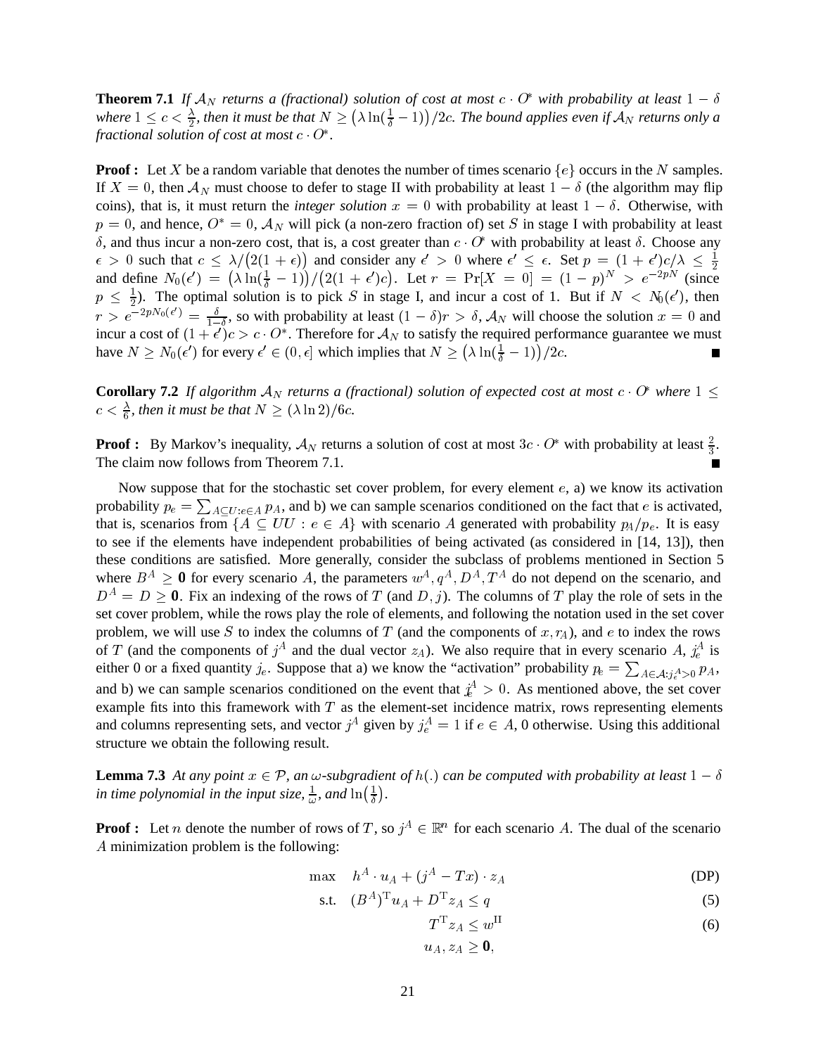**Theorem 7.1** *If $\mathcal{A}_N$ returns a (fractional) solution of cost at most $c \cdot O^*$ with probability at least $1-\delta$ where $1 \le c < \frac{\lambda}{2}$, then it must be that $N \ge \big(\lambda \ln(\frac{1}{\delta}-1)\big)/2c$. The bound applies even if $\mathcal{A}_N$ returns only a fractional solution of cost at most $c \cdot O^*$.*

**Proof :** Let $X$ be a random variable that denotes the number of times scenario $\{e\}$ occurs in the $N$ samples. If $X = 0$, then $\mathcal{A}_N$ must choose to defer to stage II with probability at least $1-\delta$ (the algorithm may flip coins), that is, it must return the *integer solution* $x = 0$ with probability at least $1-\delta$. Otherwise, with $p = 0$, and hence, $O^* = 0$, $\mathcal{A}_N$ will pick (a non-zero fraction of) set $S$ in stage I with probability at least $\delta$, and thus incur a non-zero cost, that is, a cost greater than $c \cdot O^*$ with probability at least $\delta$. Choose any $\epsilon > 0$ such that $c \le \lambda/\big(2(1+\epsilon)\big)$ and consider any $\epsilon' > 0$ where $\epsilon' \le \epsilon$. Set $p = (1+\epsilon')c/\lambda \le \frac{1}{2}$ and define $N_0(\epsilon') = \big(\lambda \ln(\frac{1}{\delta}-1)\big)/\big(2(1+\epsilon')c\big)$. Let $r = \Pr[X = 0] = (1-p)^N > e^{-2pN}$ (since $p \le \frac{1}{2}$). The optimal solution is to pick $S$ in stage I, and incur a cost of 1. But if $N < N_0(\epsilon')$, then $r > e^{-2pN_0(\epsilon')} = \frac{\delta}{1-\delta}$, so with probability at least $(1-\delta)r > \delta$, $\mathcal{A}_N$ will choose the solution $x = 0$ and incur a cost of $(1+\epsilon')c > c \cdot O^*$. Therefore for $\mathcal{A}_N$ to satisfy the required performance guarantee we must have $N \ge N_0(\epsilon')$ for every $\epsilon' \in (0, \epsilon]$ which implies that $N \ge \big(\lambda \ln(\frac{1}{\delta}-1)\big)/2c$. ■

**Corollary 7.2** *If algorithm $\mathcal{A}_N$ returns a (fractional) solution of expected cost at most $c \cdot O^*$ where $1 \le c < \frac{\lambda}{6}$, then it must be that $N \ge (\lambda \ln 2)/6c$.*

**Proof :** By Markov's inequality, $\mathcal{A}_N$ returns a solution of cost at most $3c \cdot O^*$ with probability at least $\frac{2}{3}$. The claim now follows from Theorem 7.1. ■

Now suppose that for the stochastic set cover problem, for every element $e$, a) we know its activation probability $p_e = \sum_{A \subseteq U : e \in A} p_A$, and b) we can sample scenarios conditioned on the fact that $e$ is activated, that is, scenarios from $\{A \subseteq UU : e \in A\}$ with scenario $A$ generated with probability $p_A/p_e$. It is easy to see if the elements have independent probabilities of being activated (as considered in [14, 13]), then these conditions are satisfied. More generally, consider the subclass of problems mentioned in Section 5 where $B^A \ge \mathbf{0}$ for every scenario $A$, the parameters $w^A, q^A, D^A, T^A$ do not depend on the scenario, and $D^A = D \ge \mathbf{0}$. Fix an indexing of the rows of $T$ (and $D, j$). The columns of $T$ play the role of sets in the set cover problem, while the rows play the role of elements, and following the notation used in the set cover problem, we will use $S$ to index the columns of $T$ (and the components of $x, r_A$), and $e$ to index the rows of $T$ (and the components of $j^A$ and the dual vector $z_A$). We also require that in every scenario $A$, $j_e^A$ is either 0 or a fixed quantity $j_e$. Suppose that a) we know the "activation" probability $p_e = \sum_{A \in \mathcal{A}: j_e^A > 0} p_A$, and b) we can sample scenarios conditioned on the event that $j_e^A > 0$. As mentioned above, the set cover example fits into this framework with $T$ as the element-set incidence matrix, rows representing elements and columns representing sets, and vector $j^A$ given by $j_e^A = 1$ if $e \in A$, 0 otherwise. Using this additional structure we obtain the following result.

**Lemma 7.3** *At any point $x \in \mathcal{P}$, an $\omega$-subgradient of $h(.)$ can be computed with probability at least $1-\delta$ in time polynomial in the input size, $\frac{1}{\omega}$, and $\ln\big(\frac{1}{\delta}\big)$.*

**Proof :** Let $n$ denote the number of rows of $T$, so $j^A \in \mathbb{R}^n$ for each scenario $A$. The dual of the scenario $A$ minimization problem is the following:

$$
\begin{aligned}
\max \quad & h^A \cdot u_A + (j^A - Tx) \cdot z_A && \text{(DP)} \\
\text{s.t.} \quad & (B^A)^{\mathrm{T}} u_A + D^{\mathrm{T}} z_A \le q && (5) \\
& T^{\mathrm{T}} z_A \le w^{\mathrm{II}} && (6) \\
& u_A, z_A \ge \mathbf{0},
\end{aligned}
$$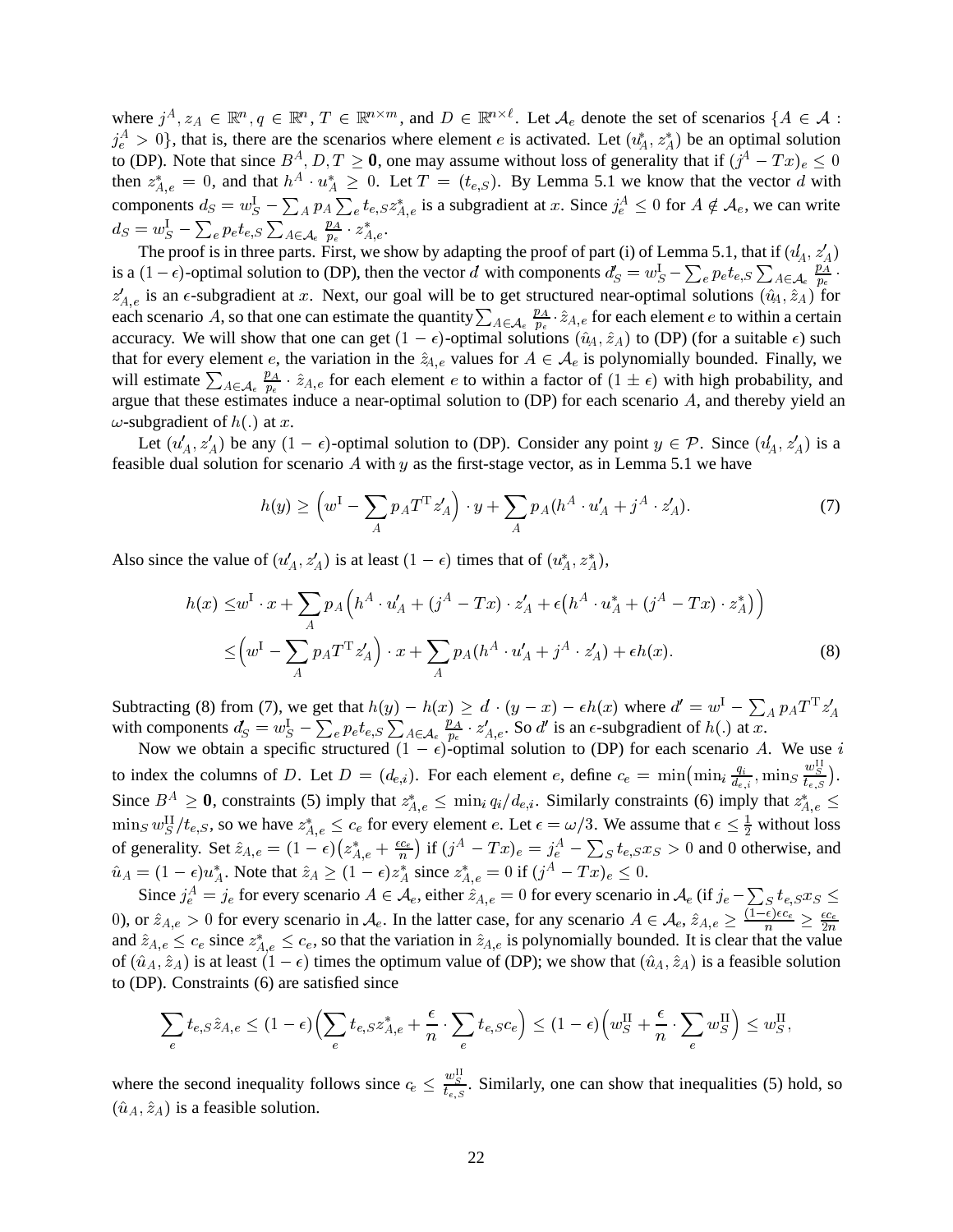where $j^A, z_A \in \mathbb{R}^n, q \in \mathbb{R}^n, T \in \mathbb{R}^{n\times m}$, and $D \in \mathbb{R}^{n\times \ell}$. Let $\mathcal{A}_e$ denote the set of scenarios $\{A \in \mathcal{A} : j^A_e > 0\}$, that is, there are the scenarios where element $e$ is activated. Let $(u^*_A, z^*_A)$ be an optimal solution to (DP). Note that since $B^A, D, T \geq \mathbf{0}$, one may assume without loss of generality that if $(j^A - Tx)_e \leq 0$ then $z^*_{A,e} = 0$, and that $h^A \cdot u^*_A \geq 0$. Let $T = (t_{e,S})$. By Lemma 5.1 we know that the vector $d$ with components $d_S = w^{\mathrm{I}}_S - \sum_A p_A \sum_e t_{e,S} z^*_{A,e}$ is a subgradient at $x$. Since $j^A_e \leq 0$ for $A \notin \mathcal{A}_e$, we can write $d_S = w^{\mathrm{I}}_S - \sum_e p_e t_{e,S} \sum_{A\in\mathcal{A}_e} \frac{p_A}{p_e} \cdot z^*_{A,e}$.

The proof is in three parts. First, we show by adapting the proof of part (i) of Lemma 5.1, that if $(u'_A, z'_A)$ is a $(1-\epsilon)$-optimal solution to (DP), then the vector $d$ with components $d'_S = w^{\mathrm{I}}_S - \sum_e p_e t_{e,S} \sum_{A\in\mathcal{A}_e} \frac{p_A}{p_e} \cdot z'_{A,e}$ is an $\epsilon$-subgradient at $x$. Next, our goal will be to get structured near-optimal solutions $(\hat{u}_A, \hat{z}_A)$ for each scenario $A$, so that one can estimate the quantity $\sum_{A\in\mathcal{A}_e} \frac{p_A}{p_e} \cdot \hat{z}_{A,e}$ for each element $e$ to within a certain accuracy. We will show that one can get $(1-\epsilon)$-optimal solutions $(\hat{u}_A, \hat{z}_A)$ to (DP) (for a suitable $\epsilon$) such that for every element $e$, the variation in the $\hat{z}_{A,e}$ values for $A \in \mathcal{A}_e$ is polynomially bounded. Finally, we will estimate $\sum_{A\in\mathcal{A}_e} \frac{p_A}{p_e} \cdot \hat{z}_{A,e}$ for each element $e$ to within a factor of $(1 \pm \epsilon)$ with high probability, and argue that these estimates induce a near-optimal solution to (DP) for each scenario $A$, and thereby yield an $\omega$-subgradient of $h(.)$ at $x$.

Let $(u'_A, z'_A)$ be any $(1-\epsilon)$-optimal solution to (DP). Consider any point $y \in \mathcal{P}$. Since $(u'_A, z'_A)$ is a feasible dual solution for scenario $A$ with $y$ as the first-stage vector, as in Lemma 5.1 we have

$$h(y) \geq \Big(w^{\mathrm{I}} - \sum_A p_A T^{\mathrm{T}} z'_A\Big) \cdot y + \sum_A p_A (h^A \cdot u'_A + j^A \cdot z'_A). \tag{7}$$

Also since the value of $(u'_A, z'_A)$ is at least $(1-\epsilon)$ times that of $(u^*_A, z^*_A)$,

$$\begin{aligned}
h(x) \leq & w^{\mathrm{I}} \cdot x + \sum_A p_A \Big(h^A \cdot u'_A + (j^A - Tx) \cdot z'_A + \epsilon\big(h^A \cdot u^*_A + (j^A - Tx)\cdot z^*_A\big)\Big) \\
\leq & \Big(w^{\mathrm{I}} - \sum_A p_A T^{\mathrm{T}} z'_A\Big) \cdot x + \sum_A p_A (h^A \cdot u'_A + j^A \cdot z'_A) + \epsilon h(x).
\end{aligned} \tag{8}$$

Subtracting (8) from (7), we get that $h(y) - h(x) \geq d' \cdot (y - x) - \epsilon h(x)$ where $d' = w^{\mathrm{I}} - \sum_A p_A T^{\mathrm{T}} z'_A$ with components $d'_S = w^{\mathrm{I}}_S - \sum_e p_e t_{e,S} \sum_{A\in\mathcal{A}_e} \frac{p_A}{p_e} \cdot z'_{A,e}$. So $d'$ is an $\epsilon$-subgradient of $h(.)$ at $x$.

Now we obtain a specific structured $(1-\epsilon)$-optimal solution to (DP) for each scenario $A$. We use $i$ to index the columns of $D$. Let $D = (d_{e,i})$. For each element $e$, define $c_e = \min\big(\min_i \frac{q_i}{d_{e,i}}, \min_S \frac{w^{\mathrm{II}}_S}{t_{e,S}}\big)$. Since $B^A \geq \mathbf{0}$, constraints (5) imply that $z^*_{A,e} \leq \min_i q_i/d_{e,i}$. Similarly constraints (6) imply that $z^*_{A,e} \leq \min_S w^{\mathrm{II}}_S / t_{e,S}$, so we have $z^*_{A,e} \leq c_e$ for every element $e$. Let $\epsilon = \omega/3$. We assume that $\epsilon \leq \frac{1}{2}$ without loss of generality. Set $\hat{z}_{A,e} = (1-\epsilon)\big(z^*_{A,e} + \frac{\epsilon c_e}{n}\big)$ if $(j^A - Tx)_e = j^A_e - \sum_S t_{e,S} x_S > 0$ and 0 otherwise, and $\hat{u}_A = (1-\epsilon) u^*_A$. Note that $\hat{z}_A \geq (1-\epsilon) z^*_A$ since $z^*_{A,e} = 0$ if $(j^A - Tx)_e \leq 0$.

Since $j^A_e = j_e$ for every scenario $A \in \mathcal{A}_e$, either $\hat{z}_{A,e} = 0$ for every scenario in $\mathcal{A}_e$ (if $j_e - \sum_S t_{e,S} x_S \leq 0$), or $\hat{z}_{A,e} > 0$ for every scenario in $\mathcal{A}_e$. In the latter case, for any scenario $A \in \mathcal{A}_e$, $\hat{z}_{A,e} \geq \frac{(1-\epsilon)\epsilon c_e}{n} \geq \frac{\epsilon c_e}{2n}$ and $\hat{z}_{A,e} \leq c_e$ since $z^*_{A,e} \leq c_e$, so that the variation in $\hat{z}_{A,e}$ is polynomially bounded. It is clear that the value of $(\hat{u}_A, \hat{z}_A)$ is at least $(1-\epsilon)$ times the optimum value of (DP); we show that $(\hat{u}_A, \hat{z}_A)$ is a feasible solution to (DP). Constraints (6) are satisfied since

$$\sum_e t_{e,S} \hat{z}_{A,e} \leq (1-\epsilon)\Big(\sum_e t_{e,S} z^*_{A,e} + \frac{\epsilon}{n} \cdot \sum_e t_{e,S} c_e\Big) \leq (1-\epsilon)\Big(w^{\mathrm{II}}_S + \frac{\epsilon}{n} \cdot \sum_e w^{\mathrm{II}}_S\Big) \leq w^{\mathrm{II}}_S,$$

where the second inequality follows since $c_e \leq \frac{w^{\mathrm{II}}_S}{t_{e,S}}$. Similarly, one can show that inequalities (5) hold, so $(\hat{u}_A, \hat{z}_A)$ is a feasible solution.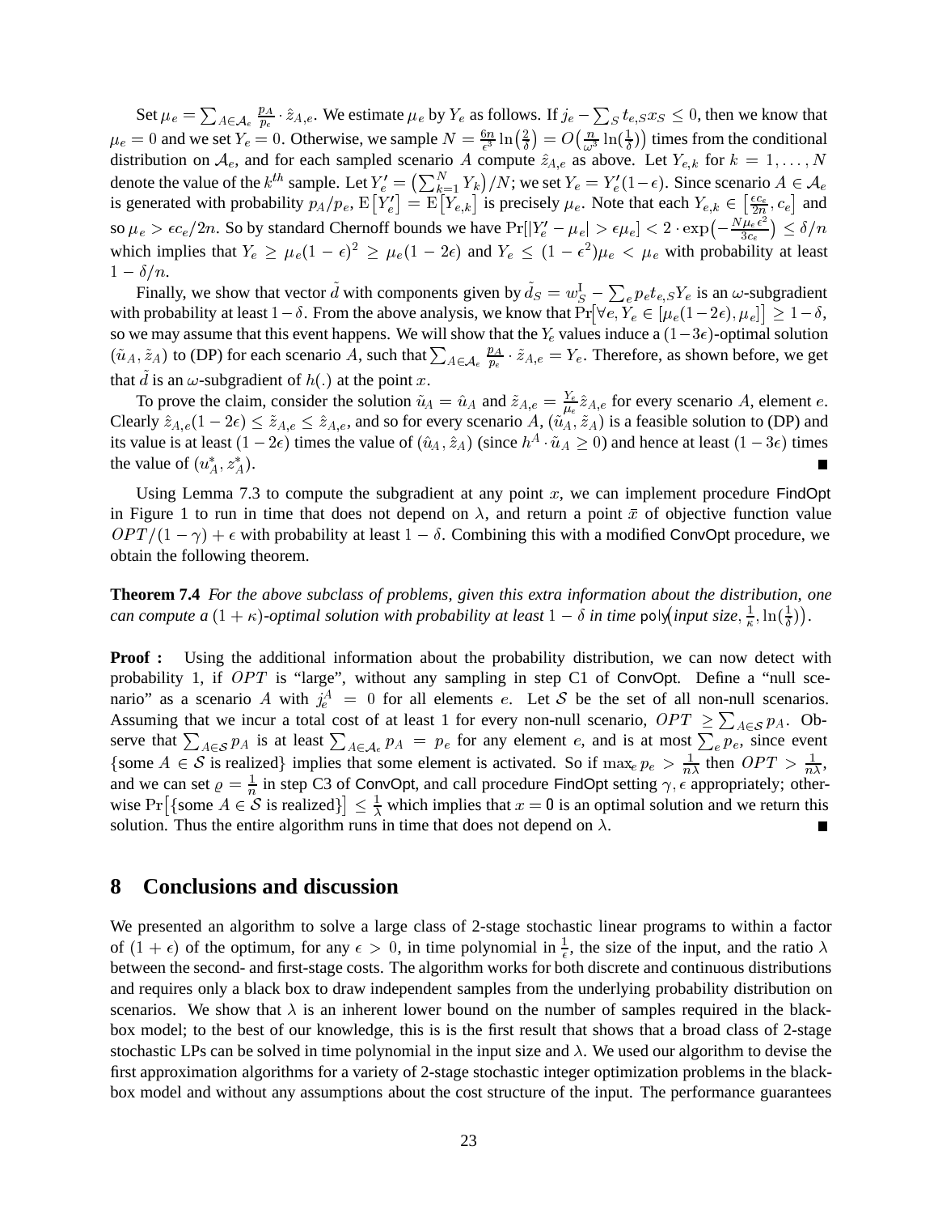Set $\mu_e = \sum_{A \in \mathcal{A}_e} \frac{p_A}{p_e} \cdot \hat{z}_{A,e}$. We estimate $\mu_e$ by $Y_e$ as follows. If $j_e - \sum_S t_{e,S} x_S \leq 0$, then we know that $\mu_e = 0$ and we set $Y_e = 0$. Otherwise, we sample $N = \frac{6n}{\epsilon^3} \ln\left(\frac{2}{\delta}\right) = O\left(\frac{n}{\omega^3} \ln(\frac{1}{\delta})\right)$ times from the conditional distribution on $\mathcal{A}_e$, and for each sampled scenario $A$ compute $\hat{z}_{A,e}$ as above. Let $Y_{e,k}$ for $k = 1, \ldots, N$ denote the value of the $k^{th}$ sample. Let $Y'_e = \left(\sum_{k=1}^N Y_k\right)/N$; we set $Y_e = Y'_e(1-\epsilon)$. Since scenario $A \in \mathcal{A}_e$ is generated with probability $p_A/p_e$, $\mathrm{E}\left[Y'_e\right] = \mathrm{E}\left[Y_{e,k}\right]$ is precisely $\mu_e$. Note that each $Y_{e,k} \in \left[\frac{\epsilon c_e}{2n}, c_e\right]$ and so $\mu_e > \epsilon c_e/2n$. So by standard Chernoff bounds we have $\Pr[|Y'_e - \mu_e| > \epsilon\mu_e] < 2 \cdot \exp\left(-\frac{N\mu_e\epsilon^2}{3c_e}\right) \leq \delta/n$ which implies that $Y_e \geq \mu_e(1-\epsilon)^2 \geq \mu_e(1-2\epsilon)$ and $Y_e \leq (1-\epsilon^2)\mu_e < \mu_e$ with probability at least $1 - \delta/n$.

Finally, we show that vector $\tilde{d}$ with components given by $\tilde{d}_S = w^{\mathrm{I}}_S - \sum_e p_e t_{e,S} Y_e$ is an $\omega$-subgradient with probability at least $1-\delta$. From the above analysis, we know that $\Pr\left[\forall e, Y_e \in [\mu_e(1-2\epsilon), \mu_e]\right] \geq 1-\delta$, so we may assume that this event happens. We will show that the $Y_e$ values induce a $(1-3\epsilon)$-optimal solution $(\tilde{u}_A, \tilde{z}_A)$ to (DP) for each scenario $A$, such that $\sum_{A \in \mathcal{A}_e} \frac{p_A}{p_e} \cdot \tilde{z}_{A,e} = Y_e$. Therefore, as shown before, we get that $\tilde{d}$ is an $\omega$-subgradient of $h(.)$ at the point $x$.

To prove the claim, consider the solution $\tilde{u}_A = \hat{u}_A$ and $\tilde{z}_{A,e} = \frac{Y_e}{\mu_e} \hat{z}_{A,e}$ for every scenario $A$, element $e$. Clearly $\hat{z}_{A,e}(1-2\epsilon) \leq \tilde{z}_{A,e} \leq \hat{z}_{A,e}$, and so for every scenario $A$, $(\tilde{u}_A, \tilde{z}_A)$ is a feasible solution to (DP) and its value is at least $(1-2\epsilon)$ times the value of $(\hat{u}_A, \hat{z}_A)$ (since $h^A \cdot \tilde{u}_A \geq 0$) and hence at least $(1-3\epsilon)$ times the value of $(u^*_A, z^*_A)$. ■

Using Lemma 7.3 to compute the subgradient at any point $x$, we can implement procedure FindOpt in Figure 1 to run in time that does not depend on $\lambda$, and return a point $\bar{x}$ of objective function value $OPT/(1-\gamma) + \epsilon$ with probability at least $1-\delta$. Combining this with a modified ConvOpt procedure, we obtain the following theorem.

**Theorem 7.4** *For the above subclass of problems, given this extra information about the distribution, one can compute a $(1+\kappa)$-optimal solution with probability at least $1-\delta$ in time* $\mathsf{poly}\big($*input size*$, \frac{1}{\kappa}, \ln(\frac{1}{\delta})\big)$.

**Proof :** Using the additional information about the probability distribution, we can now detect with probability 1, if $OPT$ is "large", without any sampling in step C1 of ConvOpt. Define a "null scenario" as a scenario $A$ with $j^A_e = 0$ for all elements $e$. Let $\mathcal{S}$ be the set of all non-null scenarios. Assuming that we incur a total cost of at least 1 for every non-null scenario, $OPT \geq \sum_{A \in \mathcal{S}} p_A$. Observe that $\sum_{A \in \mathcal{S}} p_A$ is at least $\sum_{A \in \mathcal{A}_e} p_A = p_e$ for any element $e$, and is at most $\sum_e p_e$, since event $\{$some $A \in \mathcal{S}$ is realized$\}$ implies that some element is activated. So if $\max_e p_e > \frac{1}{n\lambda}$ then $OPT > \frac{1}{n\lambda}$, and we can set $\varrho = \frac{1}{n}$ in step C3 of ConvOpt, and call procedure FindOpt setting $\gamma, \epsilon$ appropriately; otherwise $\Pr\big[\{$some $A \in \mathcal{S}$ is realized$\}\big] \leq \frac{1}{\lambda}$ which implies that $x = \mathbf{0}$ is an optimal solution and we return this solution. Thus the entire algorithm runs in time that does not depend on $\lambda$. ■

## 8 Conclusions and discussion

We presented an algorithm to solve a large class of 2-stage stochastic linear programs to within a factor of $(1+\epsilon)$ of the optimum, for any $\epsilon > 0$, in time polynomial in $\frac{1}{\epsilon}$, the size of the input, and the ratio $\lambda$ between the second- and first-stage costs. The algorithm works for both discrete and continuous distributions and requires only a black box to draw independent samples from the underlying probability distribution on scenarios. We show that $\lambda$ is an inherent lower bound on the number of samples required in the black-box model; to the best of our knowledge, this is is the first result that shows that a broad class of 2-stage stochastic LPs can be solved in time polynomial in the input size and $\lambda$. We used our algorithm to devise the first approximation algorithms for a variety of 2-stage stochastic integer optimization problems in the black-box model and without any assumptions about the cost structure of the input. The performance guarantees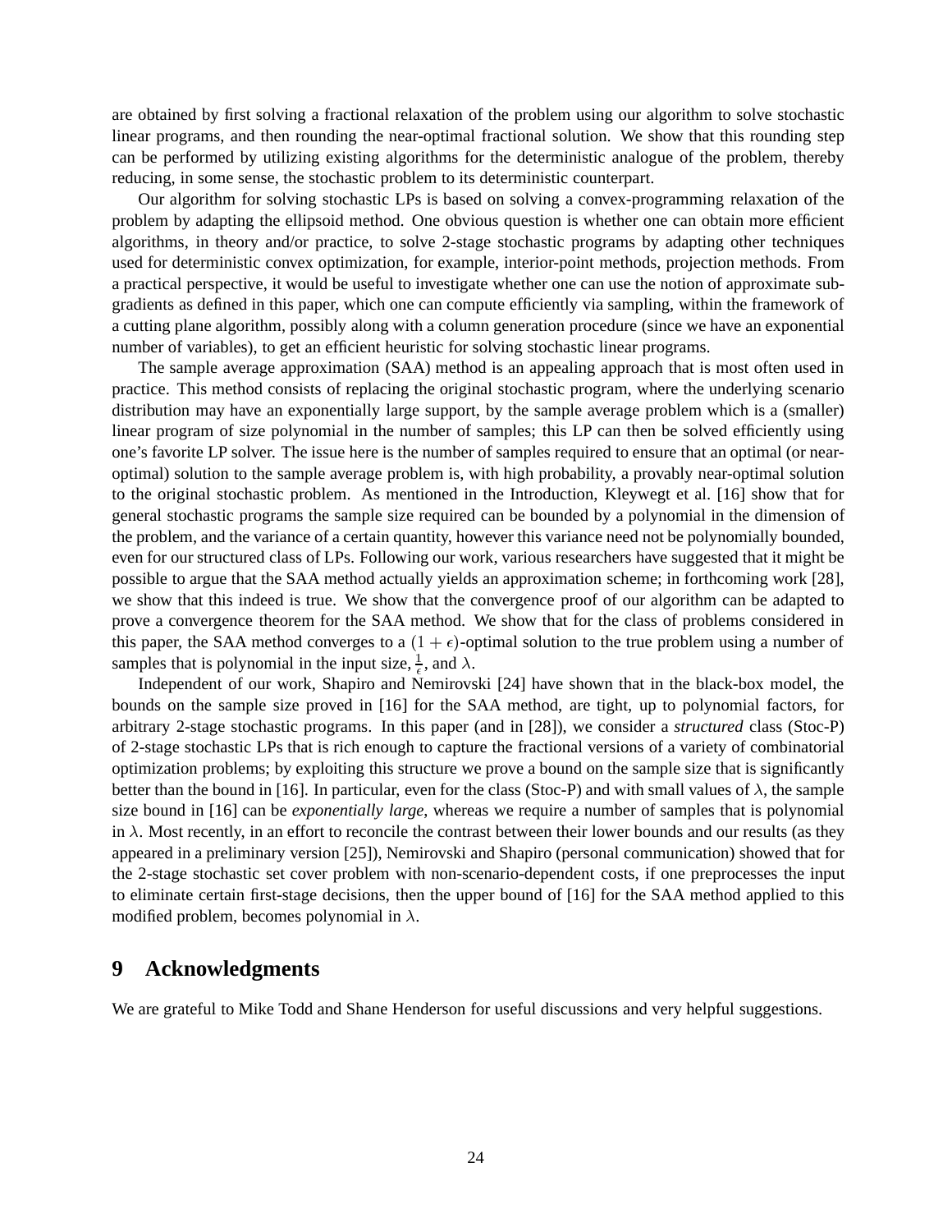are obtained by first solving a fractional relaxation of the problem using our algorithm to solve stochastic linear programs, and then rounding the near-optimal fractional solution. We show that this rounding step can be performed by utilizing existing algorithms for the deterministic analogue of the problem, thereby reducing, in some sense, the stochastic problem to its deterministic counterpart.

Our algorithm for solving stochastic LPs is based on solving a convex-programming relaxation of the problem by adapting the ellipsoid method. One obvious question is whether one can obtain more efficient algorithms, in theory and/or practice, to solve 2-stage stochastic programs by adapting other techniques used for deterministic convex optimization, for example, interior-point methods, projection methods. From a practical perspective, it would be useful to investigate whether one can use the notion of approximate subgradients as defined in this paper, which one can compute efficiently via sampling, within the framework of a cutting plane algorithm, possibly along with a column generation procedure (since we have an exponential number of variables), to get an efficient heuristic for solving stochastic linear programs.

The sample average approximation (SAA) method is an appealing approach that is most often used in practice. This method consists of replacing the original stochastic program, where the underlying scenario distribution may have an exponentially large support, by the sample average problem which is a (smaller) linear program of size polynomial in the number of samples; this LP can then be solved efficiently using one's favorite LP solver. The issue here is the number of samples required to ensure that an optimal (or near-optimal) solution to the sample average problem is, with high probability, a provably near-optimal solution to the original stochastic problem. As mentioned in the Introduction, Kleywegt et al. [16] show that for general stochastic programs the sample size required can be bounded by a polynomial in the dimension of the problem, and the variance of a certain quantity, however this variance need not be polynomially bounded, even for our structured class of LPs. Following our work, various researchers have suggested that it might be possible to argue that the SAA method actually yields an approximation scheme; in forthcoming work [28], we show that this indeed is true. We show that the convergence proof of our algorithm can be adapted to prove a convergence theorem for the SAA method. We show that for the class of problems considered in this paper, the SAA method converges to a $(1+\epsilon)$-optimal solution to the true problem using a number of samples that is polynomial in the input size, $\frac{1}{\epsilon}$, and $\lambda$.

Independent of our work, Shapiro and Nemirovski [24] have shown that in the black-box model, the bounds on the sample size proved in [16] for the SAA method, are tight, up to polynomial factors, for arbitrary 2-stage stochastic programs. In this paper (and in [28]), we consider a *structured* class (Stoc-P) of 2-stage stochastic LPs that is rich enough to capture the fractional versions of a variety of combinatorial optimization problems; by exploiting this structure we prove a bound on the sample size that is significantly better than the bound in [16]. In particular, even for the class (Stoc-P) and with small values of $\lambda$, the sample size bound in [16] can be *exponentially large*, whereas we require a number of samples that is polynomial in $\lambda$. Most recently, in an effort to reconcile the contrast between their lower bounds and our results (as they appeared in a preliminary version [25]), Nemirovski and Shapiro (personal communication) showed that for the 2-stage stochastic set cover problem with non-scenario-dependent costs, if one preprocesses the input to eliminate certain first-stage decisions, then the upper bound of [16] for the SAA method applied to this modified problem, becomes polynomial in $\lambda$.

## 9 Acknowledgments

We are grateful to Mike Todd and Shane Henderson for useful discussions and very helpful suggestions.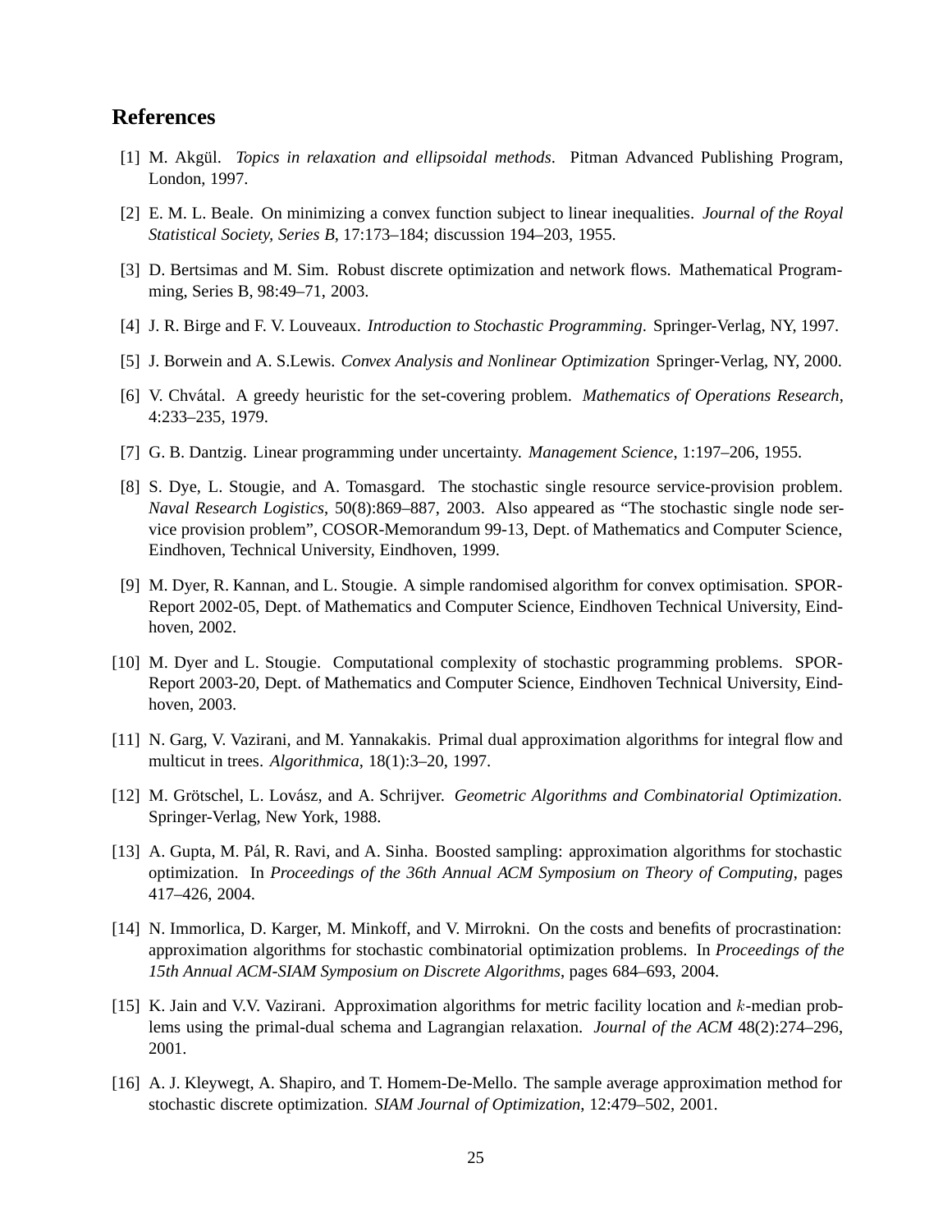## References

[1] M. Akgül. *Topics in relaxation and ellipsoidal methods*. Pitman Advanced Publishing Program, London, 1997.

[2] E. M. L. Beale. On minimizing a convex function subject to linear inequalities. *Journal of the Royal Statistical Society, Series B*, 17:173–184; discussion 194–203, 1955.

[3] D. Bertsimas and M. Sim. Robust discrete optimization and network flows. Mathematical Programming, Series B, 98:49–71, 2003.

[4] J. R. Birge and F. V. Louveaux. *Introduction to Stochastic Programming*. Springer-Verlag, NY, 1997.

[5] J. Borwein and A. S.Lewis. *Convex Analysis and Nonlinear Optimization* Springer-Verlag, NY, 2000.

[6] V. Chvátal. A greedy heuristic for the set-covering problem. *Mathematics of Operations Research*, 4:233–235, 1979.

[7] G. B. Dantzig. Linear programming under uncertainty. *Management Science*, 1:197–206, 1955.

[8] S. Dye, L. Stougie, and A. Tomasgard. The stochastic single resource service-provision problem. *Naval Research Logistics*, 50(8):869–887, 2003. Also appeared as "The stochastic single node service provision problem", COSOR-Memorandum 99-13, Dept. of Mathematics and Computer Science, Eindhoven, Technical University, Eindhoven, 1999.

[9] M. Dyer, R. Kannan, and L. Stougie. A simple randomised algorithm for convex optimisation. SPOR-Report 2002-05, Dept. of Mathematics and Computer Science, Eindhoven Technical University, Eindhoven, 2002.

[10] M. Dyer and L. Stougie. Computational complexity of stochastic programming problems. SPOR-Report 2003-20, Dept. of Mathematics and Computer Science, Eindhoven Technical University, Eindhoven, 2003.

[11] N. Garg, V. Vazirani, and M. Yannakakis. Primal dual approximation algorithms for integral flow and multicut in trees. *Algorithmica*, 18(1):3–20, 1997.

[12] M. Grötschel, L. Lovász, and A. Schrijver. *Geometric Algorithms and Combinatorial Optimization*. Springer-Verlag, New York, 1988.

[13] A. Gupta, M. Pál, R. Ravi, and A. Sinha. Boosted sampling: approximation algorithms for stochastic optimization. In *Proceedings of the 36th Annual ACM Symposium on Theory of Computing*, pages 417–426, 2004.

[14] N. Immorlica, D. Karger, M. Minkoff, and V. Mirrokni. On the costs and benefits of procrastination: approximation algorithms for stochastic combinatorial optimization problems. In *Proceedings of the 15th Annual ACM-SIAM Symposium on Discrete Algorithms*, pages 684–693, 2004.

[15] K. Jain and V.V. Vazirani. Approximation algorithms for metric facility location and $k$-median problems using the primal-dual schema and Lagrangian relaxation. *Journal of the ACM* 48(2):274–296, 2001.

[16] A. J. Kleywegt, A. Shapiro, and T. Homem-De-Mello. The sample average approximation method for stochastic discrete optimization. *SIAM Journal of Optimization*, 12:479–502, 2001.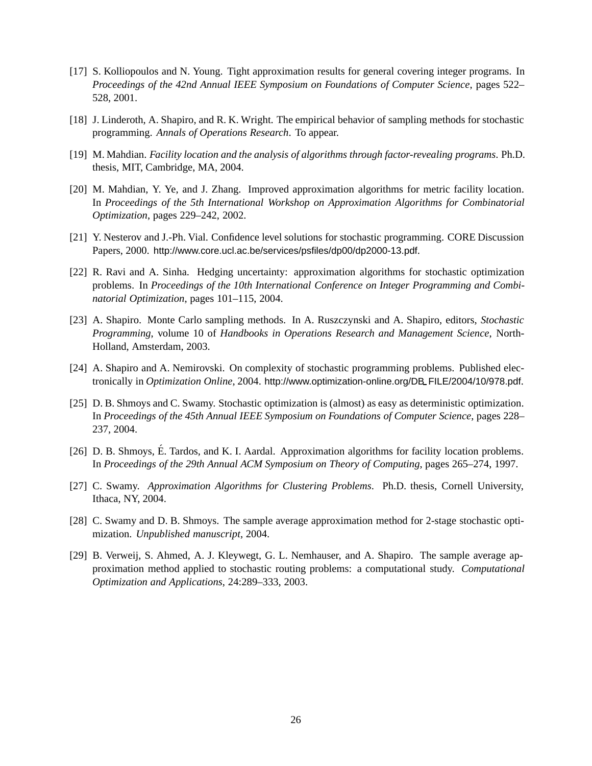[17] S. Kolliopoulos and N. Young. Tight approximation results for general covering integer programs. In *Proceedings of the 42nd Annual IEEE Symposium on Foundations of Computer Science*, pages 522–528, 2001.

[18] J. Linderoth, A. Shapiro, and R. K. Wright. The empirical behavior of sampling methods for stochastic programming. *Annals of Operations Research*. To appear.

[19] M. Mahdian. *Facility location and the analysis of algorithms through factor-revealing programs*. Ph.D. thesis, MIT, Cambridge, MA, 2004.

[20] M. Mahdian, Y. Ye, and J. Zhang. Improved approximation algorithms for metric facility location. In *Proceedings of the 5th International Workshop on Approximation Algorithms for Combinatorial Optimization*, pages 229–242, 2002.

[21] Y. Nesterov and J.-Ph. Vial. Confidence level solutions for stochastic programming. CORE Discussion Papers, 2000. http://www.core.ucl.ac.be/services/psfiles/dp00/dp2000-13.pdf.

[22] R. Ravi and A. Sinha. Hedging uncertainty: approximation algorithms for stochastic optimization problems. In *Proceedings of the 10th International Conference on Integer Programming and Combinatorial Optimization*, pages 101–115, 2004.

[23] A. Shapiro. Monte Carlo sampling methods. In A. Ruszczynski and A. Shapiro, editors, *Stochastic Programming*, volume 10 of *Handbooks in Operations Research and Management Science*, North-Holland, Amsterdam, 2003.

[24] A. Shapiro and A. Nemirovski. On complexity of stochastic programming problems. Published electronically in *Optimization Online*, 2004. http://www.optimization-online.org/DB_FILE/2004/10/978.pdf.

[25] D. B. Shmoys and C. Swamy. Stochastic optimization is (almost) as easy as deterministic optimization. In *Proceedings of the 45th Annual IEEE Symposium on Foundations of Computer Science*, pages 228–237, 2004.

[26] D. B. Shmoys, É. Tardos, and K. I. Aardal. Approximation algorithms for facility location problems. In *Proceedings of the 29th Annual ACM Symposium on Theory of Computing*, pages 265–274, 1997.

[27] C. Swamy. *Approximation Algorithms for Clustering Problems*. Ph.D. thesis, Cornell University, Ithaca, NY, 2004.

[28] C. Swamy and D. B. Shmoys. The sample average approximation method for 2-stage stochastic optimization. *Unpublished manuscript*, 2004.

[29] B. Verweij, S. Ahmed, A. J. Kleywegt, G. L. Nemhauser, and A. Shapiro. The sample average approximation method applied to stochastic routing problems: a computational study. *Computational Optimization and Applications*, 24:289–333, 2003.